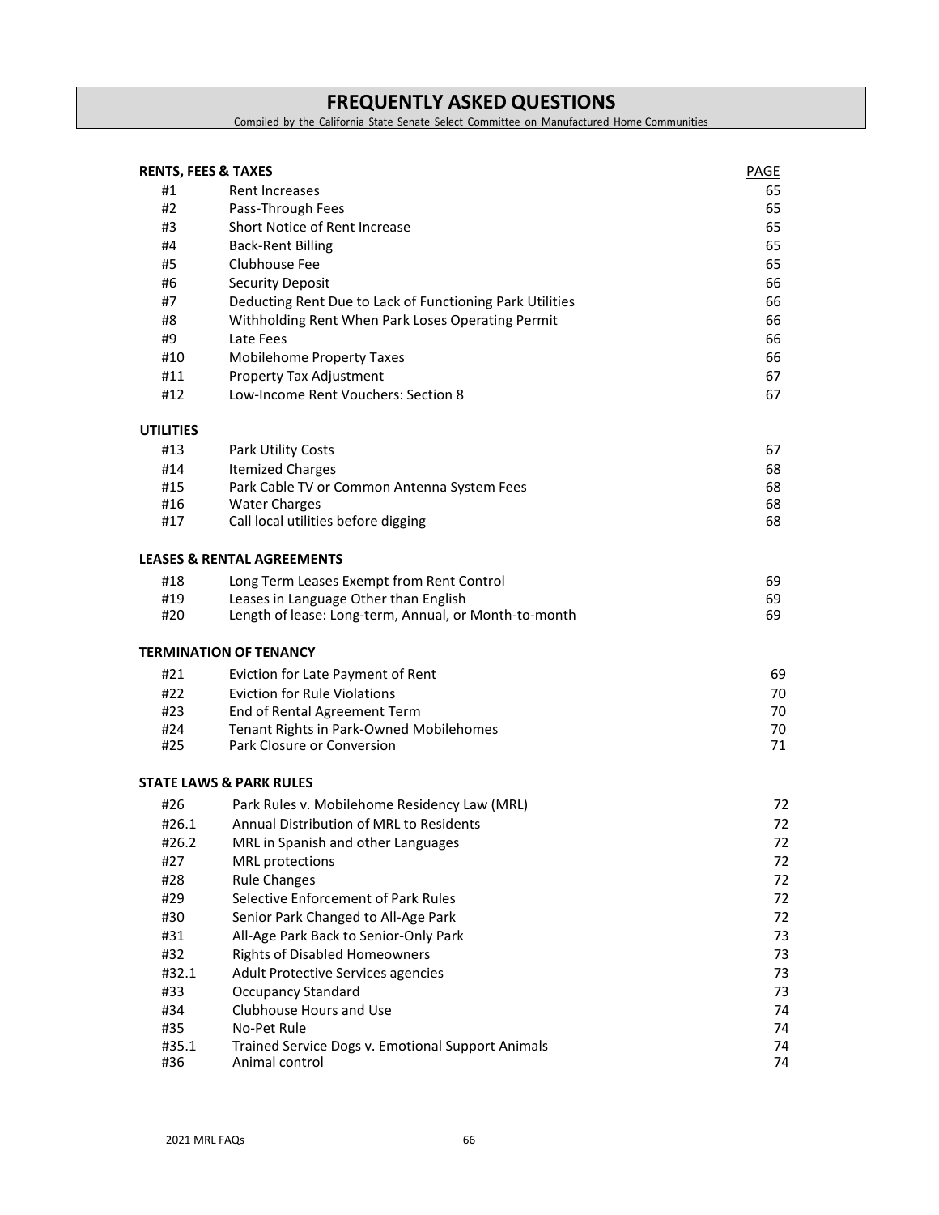# FREQUENTLY ASKED QUESTIONS

Compiled by the California State Senate Select Committee on Manufactured Home Communities

| | | PAGE |
|---|---|---|
| **RENTS, FEES & TAXES** | | |
| #1 | Rent Increases | 65 |
| #2 | Pass-Through Fees | 65 |
| #3 | Short Notice of Rent Increase | 65 |
| #4 | Back-Rent Billing | 65 |
| #5 | Clubhouse Fee | 65 |
| #6 | Security Deposit | 66 |
| #7 | Deducting Rent Due to Lack of Functioning Park Utilities | 66 |
| #8 | Withholding Rent When Park Loses Operating Permit | 66 |
| #9 | Late Fees | 66 |
| #10 | Mobilehome Property Taxes | 66 |
| #11 | Property Tax Adjustment | 67 |
| #12 | Low-Income Rent Vouchers: Section 8 | 67 |
| **UTILITIES** | | |
| #13 | Park Utility Costs | 67 |
| #14 | Itemized Charges | 68 |
| #15 | Park Cable TV or Common Antenna System Fees | 68 |
| #16 | Water Charges | 68 |
| #17 | Call local utilities before digging | 68 |
| **LEASES & RENTAL AGREEMENTS** | | |
| #18 | Long Term Leases Exempt from Rent Control | 69 |
| #19 | Leases in Language Other than English | 69 |
| #20 | Length of lease: Long-term, Annual, or Month-to-month | 69 |
| **TERMINATION OF TENANCY** | | |
| #21 | Eviction for Late Payment of Rent | 69 |
| #22 | Eviction for Rule Violations | 70 |
| #23 | End of Rental Agreement Term | 70 |
| #24 | Tenant Rights in Park-Owned Mobilehomes | 70 |
| #25 | Park Closure or Conversion | 71 |
| **STATE LAWS & PARK RULES** | | |
| #26 | Park Rules v. Mobilehome Residency Law (MRL) | 72 |
| #26.1 | Annual Distribution of MRL to Residents | 72 |
| #26.2 | MRL in Spanish and other Languages | 72 |
| #27 | MRL protections | 72 |
| #28 | Rule Changes | 72 |
| #29 | Selective Enforcement of Park Rules | 72 |
| #30 | Senior Park Changed to All-Age Park | 72 |
| #31 | All-Age Park Back to Senior-Only Park | 73 |
| #32 | Rights of Disabled Homeowners | 73 |
| #32.1 | Adult Protective Services agencies | 73 |
| #33 | Occupancy Standard | 73 |
| #34 | Clubhouse Hours and Use | 74 |
| #35 | No-Pet Rule | 74 |
| #35.1 | Trained Service Dogs v. Emotional Support Animals | 74 |
| #36 | Animal control | 74 |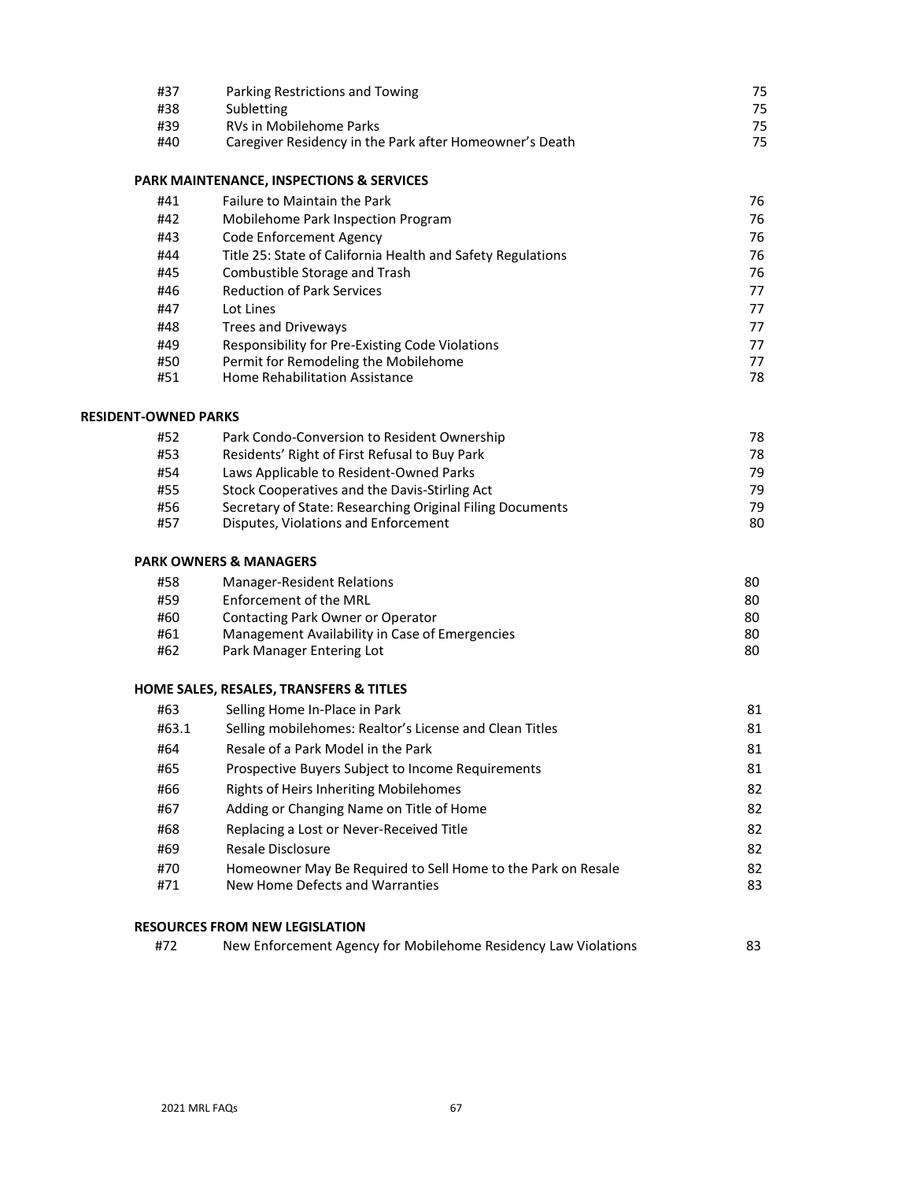| | | |
|---|---|---|
| #37 | Parking Restrictions and Towing | 75 |
| #38 | Subletting | 75 |
| #39 | RVs in Mobilehome Parks | 75 |
| #40 | Caregiver Residency in the Park after Homeowner's Death | 75 |

**PARK MAINTENANCE, INSPECTIONS & SERVICES**

| | | |
|---|---|---|
| #41 | Failure to Maintain the Park | 76 |
| #42 | Mobilehome Park Inspection Program | 76 |
| #43 | Code Enforcement Agency | 76 |
| #44 | Title 25: State of California Health and Safety Regulations | 76 |
| #45 | Combustible Storage and Trash | 76 |
| #46 | Reduction of Park Services | 77 |
| #47 | Lot Lines | 77 |
| #48 | Trees and Driveways | 77 |
| #49 | Responsibility for Pre-Existing Code Violations | 77 |
| #50 | Permit for Remodeling the Mobilehome | 77 |
| #51 | Home Rehabilitation Assistance | 78 |

**RESIDENT-OWNED PARKS**

| | | |
|---|---|---|
| #52 | Park Condo-Conversion to Resident Ownership | 78 |
| #53 | Residents' Right of First Refusal to Buy Park | 78 |
| #54 | Laws Applicable to Resident-Owned Parks | 79 |
| #55 | Stock Cooperatives and the Davis-Stirling Act | 79 |
| #56 | Secretary of State: Researching Original Filing Documents | 79 |
| #57 | Disputes, Violations and Enforcement | 80 |

**PARK OWNERS & MANAGERS**

| | | |
|---|---|---|
| #58 | Manager-Resident Relations | 80 |
| #59 | Enforcement of the MRL | 80 |
| #60 | Contacting Park Owner or Operator | 80 |
| #61 | Management Availability in Case of Emergencies | 80 |
| #62 | Park Manager Entering Lot | 80 |

**HOME SALES, RESALES, TRANSFERS & TITLES**

| | | |
|---|---|---|
| #63 | Selling Home In-Place in Park | 81 |
| #63.1 | Selling mobilehomes: Realtor's License and Clean Titles | 81 |
| #64 | Resale of a Park Model in the Park | 81 |
| #65 | Prospective Buyers Subject to Income Requirements | 81 |
| #66 | Rights of Heirs Inheriting Mobilehomes | 82 |
| #67 | Adding or Changing Name on Title of Home | 82 |
| #68 | Replacing a Lost or Never-Received Title | 82 |
| #69 | Resale Disclosure | 82 |
| #70 | Homeowner May Be Required to Sell Home to the Park on Resale | 82 |
| #71 | New Home Defects and Warranties | 83 |

**RESOURCES FROM NEW LEGISLATION**

| | | |
|---|---|---|
| #72 | New Enforcement Agency for Mobilehome Residency Law Violations | 83 |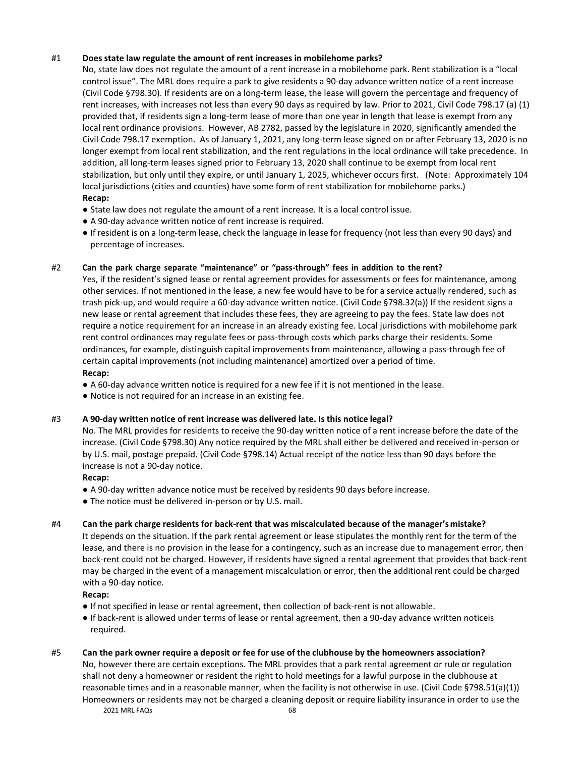#1 **Does state law regulate the amount of rent increases in mobilehome parks?**

No, state law does not regulate the amount of a rent increase in a mobilehome park. Rent stabilization is a "local control issue". The MRL does require a park to give residents a 90-day advance written notice of a rent increase (Civil Code §798.30). If residents are on a long-term lease, the lease will govern the percentage and frequency of rent increases, with increases not less than every 90 days as required by law. Prior to 2021, Civil Code 798.17 (a) (1) provided that, if residents sign a long-term lease of more than one year in length that lease is exempt from any local rent ordinance provisions. However, AB 2782, passed by the legislature in 2020, significantly amended the Civil Code 798.17 exemption. As of January 1, 2021, any long-term lease signed on or after February 13, 2020 is no longer exempt from local rent stabilization, and the rent regulations in the local ordinance will take precedence. In addition, all long-term leases signed prior to February 13, 2020 shall continue to be exempt from local rent stabilization, but only until they expire, or until January 1, 2025, whichever occurs first. (Note: Approximately 104 local jurisdictions (cities and counties) have some form of rent stabilization for mobilehome parks.)

**Recap:**

- State law does not regulate the amount of a rent increase. It is a local control issue.
- A 90-day advance written notice of rent increase is required.
- If resident is on a long-term lease, check the language in lease for frequency (not less than every 90 days) and percentage of increases.

#2 **Can the park charge separate "maintenance" or "pass-through" fees in addition to the rent?**

Yes, if the resident's signed lease or rental agreement provides for assessments or fees for maintenance, among other services. If not mentioned in the lease, a new fee would have to be for a service actually rendered, such as trash pick-up, and would require a 60-day advance written notice. (Civil Code §798.32(a)) If the resident signs a new lease or rental agreement that includes these fees, they are agreeing to pay the fees. State law does not require a notice requirement for an increase in an already existing fee. Local jurisdictions with mobilehome park rent control ordinances may regulate fees or pass-through costs which parks charge their residents. Some ordinances, for example, distinguish capital improvements from maintenance, allowing a pass-through fee of certain capital improvements (not including maintenance) amortized over a period of time.

**Recap:**

- A 60-day advance written notice is required for a new fee if it is not mentioned in the lease.
- Notice is not required for an increase in an existing fee.

#3 **A 90-day written notice of rent increase was delivered late. Is this notice legal?**

No. The MRL provides for residents to receive the 90-day written notice of a rent increase before the date of the increase. (Civil Code §798.30) Any notice required by the MRL shall either be delivered and received in-person or by U.S. mail, postage prepaid. (Civil Code §798.14) Actual receipt of the notice less than 90 days before the increase is not a 90-day notice.

**Recap:**

- A 90-day written advance notice must be received by residents 90 days before increase.
- The notice must be delivered in-person or by U.S. mail.

#4 **Can the park charge residents for back-rent that was miscalculated because of the manager's mistake?**

It depends on the situation. If the park rental agreement or lease stipulates the monthly rent for the term of the lease, and there is no provision in the lease for a contingency, such as an increase due to management error, then back-rent could not be charged. However, if residents have signed a rental agreement that provides that back-rent may be charged in the event of a management miscalculation or error, then the additional rent could be charged with a 90-day notice.

**Recap:**

- If not specified in lease or rental agreement, then collection of back-rent is not allowable.
- If back-rent is allowed under terms of lease or rental agreement, then a 90-day advance written noticeis required.

#5 **Can the park owner require a deposit or fee for use of the clubhouse by the homeowners association?**

No, however there are certain exceptions. The MRL provides that a park rental agreement or rule or regulation shall not deny a homeowner or resident the right to hold meetings for a lawful purpose in the clubhouse at reasonable times and in a reasonable manner, when the facility is not otherwise in use. (Civil Code §798.51(a)(1)) Homeowners or residents may not be charged a cleaning deposit or require liability insurance in order to use the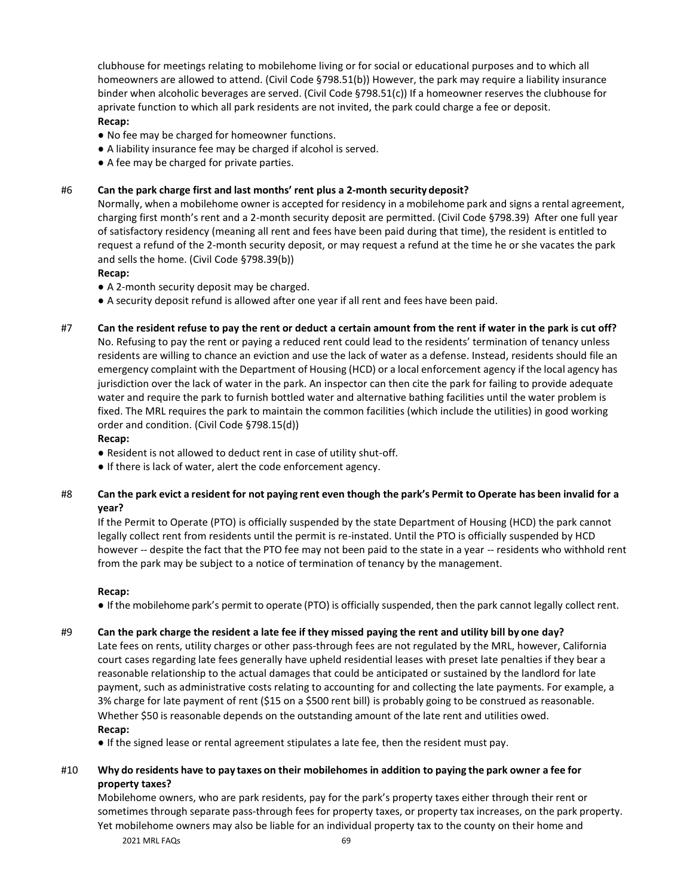clubhouse for meetings relating to mobilehome living or for social or educational purposes and to which all homeowners are allowed to attend. (Civil Code §798.51(b)) However, the park may require a liability insurance binder when alcoholic beverages are served. (Civil Code §798.51(c)) If a homeowner reserves the clubhouse for aprivate function to which all park residents are not invited, the park could charge a fee or deposit.

**Recap:**

- No fee may be charged for homeowner functions.
- A liability insurance fee may be charged if alcohol is served.
- A fee may be charged for private parties.

#6 **Can the park charge first and last months' rent plus a 2-month security deposit?**

Normally, when a mobilehome owner is accepted for residency in a mobilehome park and signs a rental agreement, charging first month's rent and a 2-month security deposit are permitted. (Civil Code §798.39) After one full year of satisfactory residency (meaning all rent and fees have been paid during that time), the resident is entitled to request a refund of the 2-month security deposit, or may request a refund at the time he or she vacates the park and sells the home. (Civil Code §798.39(b))

**Recap:**

- A 2-month security deposit may be charged.
- A security deposit refund is allowed after one year if all rent and fees have been paid.

#7 **Can the resident refuse to pay the rent or deduct a certain amount from the rent if water in the park is cut off?**

No. Refusing to pay the rent or paying a reduced rent could lead to the residents' termination of tenancy unless residents are willing to chance an eviction and use the lack of water as a defense. Instead, residents should file an emergency complaint with the Department of Housing (HCD) or a local enforcement agency if the local agency has jurisdiction over the lack of water in the park. An inspector can then cite the park for failing to provide adequate water and require the park to furnish bottled water and alternative bathing facilities until the water problem is fixed. The MRL requires the park to maintain the common facilities (which include the utilities) in good working order and condition. (Civil Code §798.15(d))

**Recap:**

- Resident is not allowed to deduct rent in case of utility shut-off.
- If there is lack of water, alert the code enforcement agency.

#8 **Can the park evict a resident for not paying rent even though the park's Permit to Operate has been invalid for a year?**

If the Permit to Operate (PTO) is officially suspended by the state Department of Housing (HCD) the park cannot legally collect rent from residents until the permit is re-instated. Until the PTO is officially suspended by HCD however -- despite the fact that the PTO fee may not been paid to the state in a year -- residents who withhold rent from the park may be subject to a notice of termination of tenancy by the management.

**Recap:**

- If the mobilehome park's permit to operate (PTO) is officially suspended, then the park cannot legally collect rent.

#9 **Can the park charge the resident a late fee if they missed paying the rent and utility bill by one day?**

Late fees on rents, utility charges or other pass-through fees are not regulated by the MRL, however, California court cases regarding late fees generally have upheld residential leases with preset late penalties if they bear a reasonable relationship to the actual damages that could be anticipated or sustained by the landlord for late payment, such as administrative costs relating to accounting for and collecting the late payments. For example, a 3% charge for late payment of rent ($15 on a $500 rent bill) is probably going to be construed as reasonable. Whether $50 is reasonable depends on the outstanding amount of the late rent and utilities owed.

**Recap:**

- If the signed lease or rental agreement stipulates a late fee, then the resident must pay.

#10 **Why do residents have to pay taxes on their mobilehomes in addition to paying the park owner a fee for property taxes?**

Mobilehome owners, who are park residents, pay for the park's property taxes either through their rent or sometimes through separate pass-through fees for property taxes, or property tax increases, on the park property. Yet mobilehome owners may also be liable for an individual property tax to the county on their home and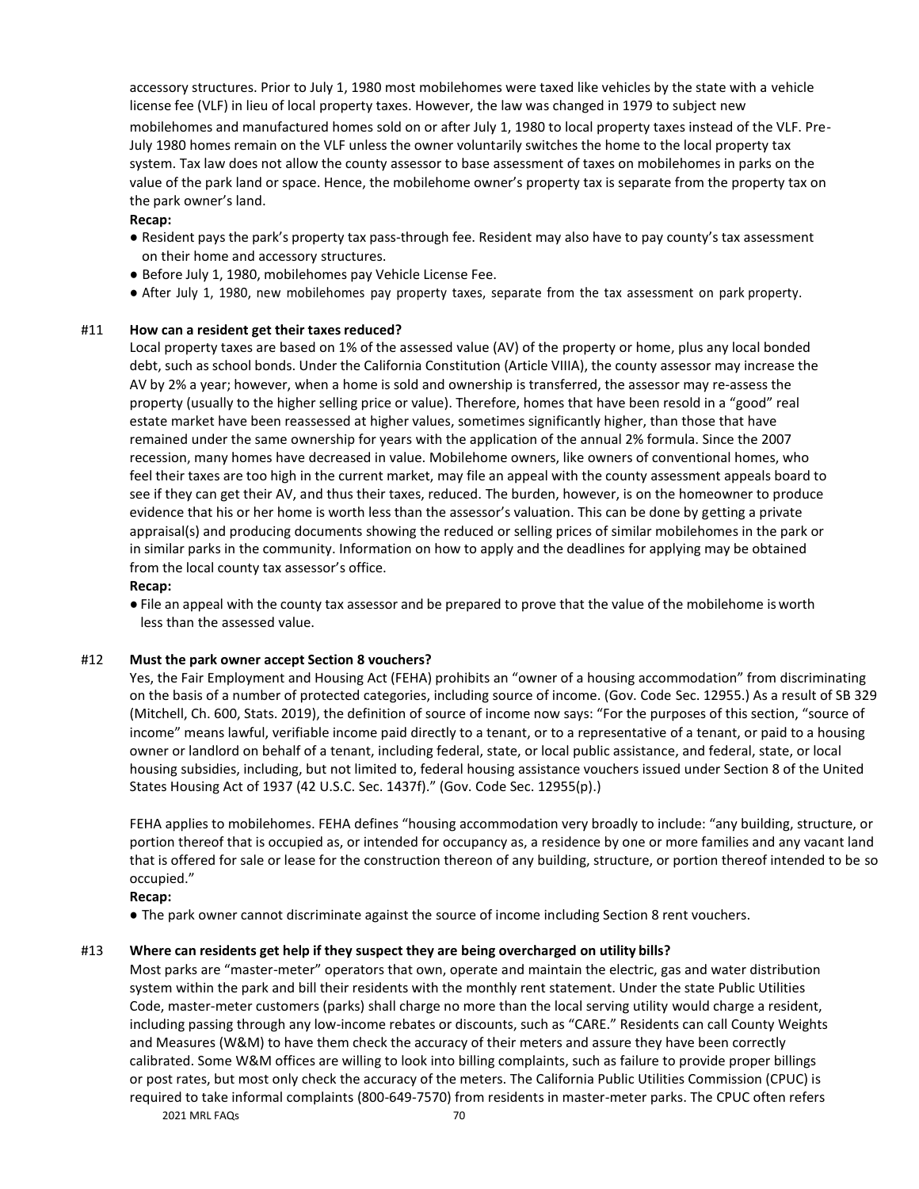accessory structures. Prior to July 1, 1980 most mobilehomes were taxed like vehicles by the state with a vehicle license fee (VLF) in lieu of local property taxes. However, the law was changed in 1979 to subject new mobilehomes and manufactured homes sold on or after July 1, 1980 to local property taxes instead of the VLF. Pre-July 1980 homes remain on the VLF unless the owner voluntarily switches the home to the local property tax system. Tax law does not allow the county assessor to base assessment of taxes on mobilehomes in parks on the value of the park land or space. Hence, the mobilehome owner's property tax is separate from the property tax on the park owner's land.

**Recap:**

- Resident pays the park's property tax pass-through fee. Resident may also have to pay county's tax assessment on their home and accessory structures.
- Before July 1, 1980, mobilehomes pay Vehicle License Fee.
- After July 1, 1980, new mobilehomes pay property taxes, separate from the tax assessment on park property.

### #11 How can a resident get their taxes reduced?

Local property taxes are based on 1% of the assessed value (AV) of the property or home, plus any local bonded debt, such as school bonds. Under the California Constitution (Article VIIIA), the county assessor may increase the AV by 2% a year; however, when a home is sold and ownership is transferred, the assessor may re-assess the property (usually to the higher selling price or value). Therefore, homes that have been resold in a "good" real estate market have been reassessed at higher values, sometimes significantly higher, than those that have remained under the same ownership for years with the application of the annual 2% formula. Since the 2007 recession, many homes have decreased in value. Mobilehome owners, like owners of conventional homes, who feel their taxes are too high in the current market, may file an appeal with the county assessment appeals board to see if they can get their AV, and thus their taxes, reduced. The burden, however, is on the homeowner to produce evidence that his or her home is worth less than the assessor's valuation. This can be done by getting a private appraisal(s) and producing documents showing the reduced or selling prices of similar mobilehomes in the park or in similar parks in the community. Information on how to apply and the deadlines for applying may be obtained from the local county tax assessor's office.

**Recap:**

- File an appeal with the county tax assessor and be prepared to prove that the value of the mobilehome is worth less than the assessed value.

### #12 Must the park owner accept Section 8 vouchers?

Yes, the Fair Employment and Housing Act (FEHA) prohibits an "owner of a housing accommodation" from discriminating on the basis of a number of protected categories, including source of income. (Gov. Code Sec. 12955.) As a result of SB 329 (Mitchell, Ch. 600, Stats. 2019), the definition of source of income now says: "For the purposes of this section, "source of income" means lawful, verifiable income paid directly to a tenant, or to a representative of a tenant, or paid to a housing owner or landlord on behalf of a tenant, including federal, state, or local public assistance, and federal, state, or local housing subsidies, including, but not limited to, federal housing assistance vouchers issued under Section 8 of the United States Housing Act of 1937 (42 U.S.C. Sec. 1437f)." (Gov. Code Sec. 12955(p).)

FEHA applies to mobilehomes. FEHA defines "housing accommodation very broadly to include: "any building, structure, or portion thereof that is occupied as, or intended for occupancy as, a residence by one or more families and any vacant land that is offered for sale or lease for the construction thereon of any building, structure, or portion thereof intended to be so occupied."

**Recap:**

- The park owner cannot discriminate against the source of income including Section 8 rent vouchers.

### #13 Where can residents get help if they suspect they are being overcharged on utility bills?

Most parks are "master-meter" operators that own, operate and maintain the electric, gas and water distribution system within the park and bill their residents with the monthly rent statement. Under the state Public Utilities Code, master-meter customers (parks) shall charge no more than the local serving utility would charge a resident, including passing through any low-income rebates or discounts, such as "CARE." Residents can call County Weights and Measures (W&M) to have them check the accuracy of their meters and assure they have been correctly calibrated. Some W&M offices are willing to look into billing complaints, such as failure to provide proper billings or post rates, but most only check the accuracy of the meters. The California Public Utilities Commission (CPUC) is required to take informal complaints (800-649-7570) from residents in master-meter parks. The CPUC often refers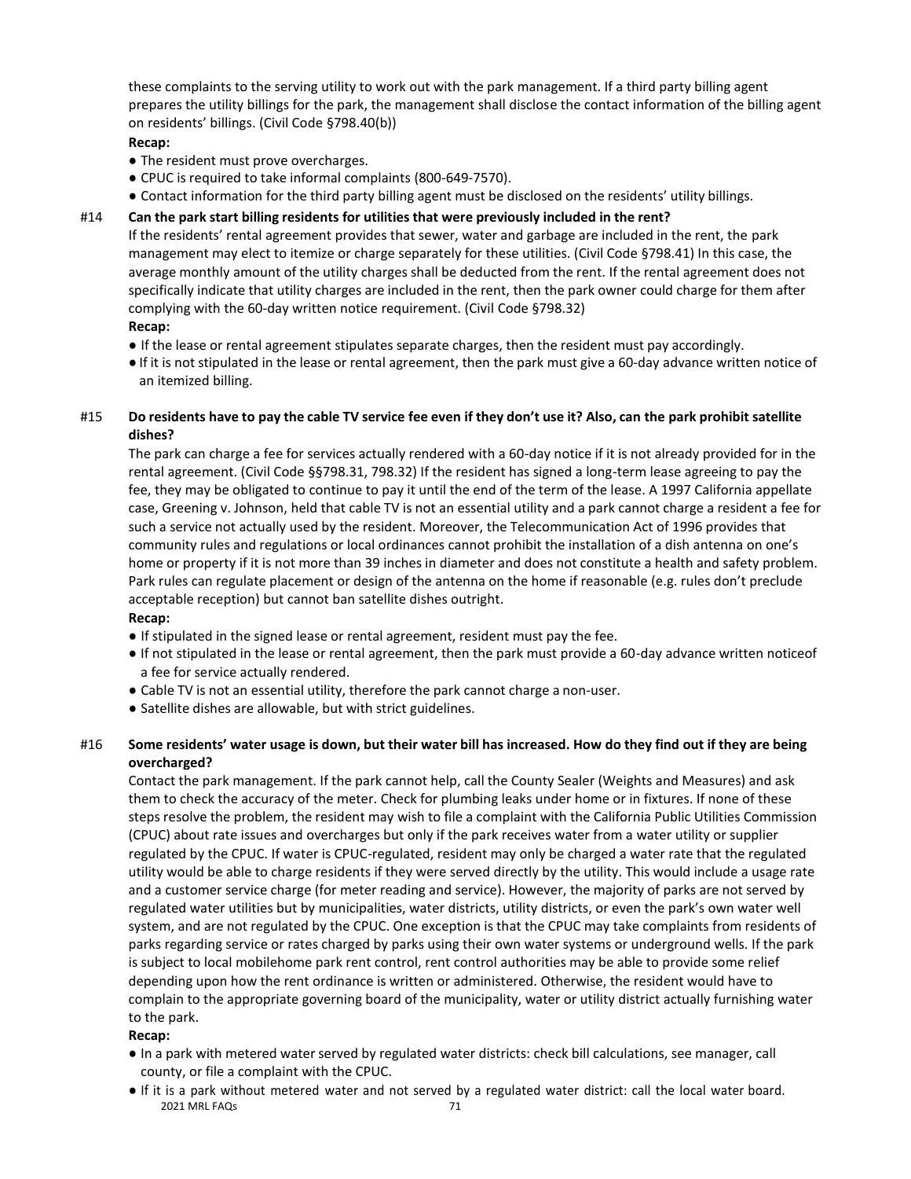these complaints to the serving utility to work out with the park management. If a third party billing agent prepares the utility billings for the park, the management shall disclose the contact information of the billing agent on residents' billings. (Civil Code §798.40(b))

**Recap:**

- The resident must prove overcharges.
- CPUC is required to take informal complaints (800-649-7570).
- Contact information for the third party billing agent must be disclosed on the residents' utility billings.

#14 **Can the park start billing residents for utilities that were previously included in the rent?**

If the residents' rental agreement provides that sewer, water and garbage are included in the rent, the park management may elect to itemize or charge separately for these utilities. (Civil Code §798.41) In this case, the average monthly amount of the utility charges shall be deducted from the rent. If the rental agreement does not specifically indicate that utility charges are included in the rent, then the park owner could charge for them after complying with the 60-day written notice requirement. (Civil Code §798.32)

**Recap:**

- If the lease or rental agreement stipulates separate charges, then the resident must pay accordingly.
- If it is not stipulated in the lease or rental agreement, then the park must give a 60-day advance written notice of an itemized billing.

#15 **Do residents have to pay the cable TV service fee even if they don't use it? Also, can the park prohibit satellite dishes?**

The park can charge a fee for services actually rendered with a 60-day notice if it is not already provided for in the rental agreement. (Civil Code §§798.31, 798.32) If the resident has signed a long-term lease agreeing to pay the fee, they may be obligated to continue to pay it until the end of the term of the lease. A 1997 California appellate case, Greening v. Johnson, held that cable TV is not an essential utility and a park cannot charge a resident a fee for such a service not actually used by the resident. Moreover, the Telecommunication Act of 1996 provides that community rules and regulations or local ordinances cannot prohibit the installation of a dish antenna on one's home or property if it is not more than 39 inches in diameter and does not constitute a health and safety problem. Park rules can regulate placement or design of the antenna on the home if reasonable (e.g. rules don't preclude acceptable reception) but cannot ban satellite dishes outright.

**Recap:**

- If stipulated in the signed lease or rental agreement, resident must pay the fee.
- If not stipulated in the lease or rental agreement, then the park must provide a 60-day advance written noticeof a fee for service actually rendered.
- Cable TV is not an essential utility, therefore the park cannot charge a non-user.
- Satellite dishes are allowable, but with strict guidelines.

#16 **Some residents' water usage is down, but their water bill has increased. How do they find out if they are being overcharged?**

Contact the park management. If the park cannot help, call the County Sealer (Weights and Measures) and ask them to check the accuracy of the meter. Check for plumbing leaks under home or in fixtures. If none of these steps resolve the problem, the resident may wish to file a complaint with the California Public Utilities Commission (CPUC) about rate issues and overcharges but only if the park receives water from a water utility or supplier regulated by the CPUC. If water is CPUC-regulated, resident may only be charged a water rate that the regulated utility would be able to charge residents if they were served directly by the utility. This would include a usage rate and a customer service charge (for meter reading and service). However, the majority of parks are not served by regulated water utilities but by municipalities, water districts, utility districts, or even the park's own water well system, and are not regulated by the CPUC. One exception is that the CPUC may take complaints from residents of parks regarding service or rates charged by parks using their own water systems or underground wells. If the park is subject to local mobilehome park rent control, rent control authorities may be able to provide some relief depending upon how the rent ordinance is written or administered. Otherwise, the resident would have to complain to the appropriate governing board of the municipality, water or utility district actually furnishing water to the park.

**Recap:**

- In a park with metered water served by regulated water districts: check bill calculations, see manager, call county, or file a complaint with the CPUC.
- If it is a park without metered water and not served by a regulated water district: call the local water board.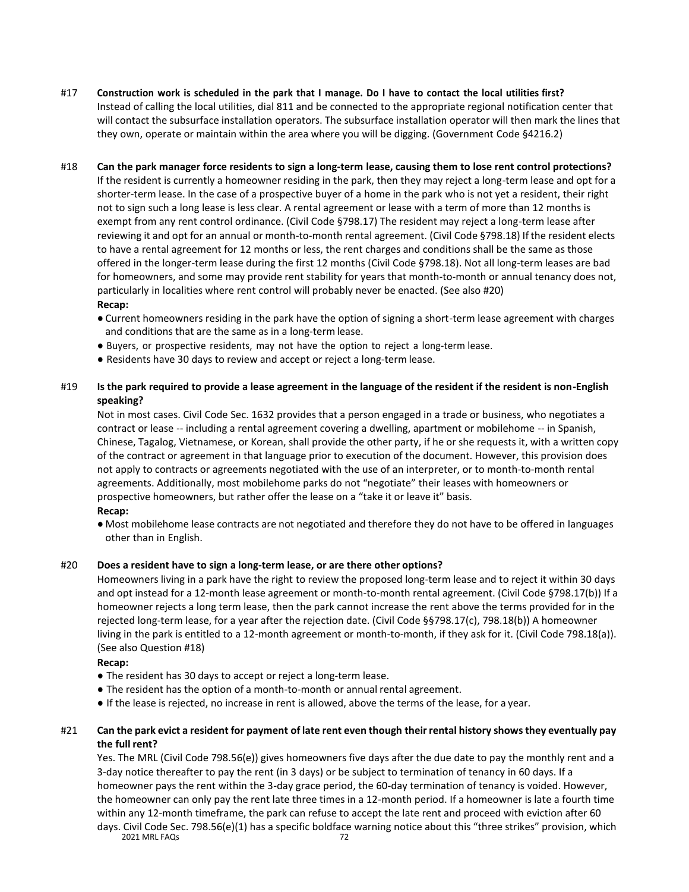#17 **Construction work is scheduled in the park that I manage. Do I have to contact the local utilities first?**

Instead of calling the local utilities, dial 811 and be connected to the appropriate regional notification center that will contact the subsurface installation operators. The subsurface installation operator will then mark the lines that they own, operate or maintain within the area where you will be digging. (Government Code §4216.2)

#18 **Can the park manager force residents to sign a long-term lease, causing them to lose rent control protections?**

If the resident is currently a homeowner residing in the park, then they may reject a long-term lease and opt for a shorter-term lease. In the case of a prospective buyer of a home in the park who is not yet a resident, their right not to sign such a long lease is less clear. A rental agreement or lease with a term of more than 12 months is exempt from any rent control ordinance. (Civil Code §798.17) The resident may reject a long-term lease after reviewing it and opt for an annual or month-to-month rental agreement. (Civil Code §798.18) If the resident elects to have a rental agreement for 12 months or less, the rent charges and conditions shall be the same as those offered in the longer-term lease during the first 12 months (Civil Code §798.18). Not all long-term leases are bad for homeowners, and some may provide rent stability for years that month-to-month or annual tenancy does not, particularly in localities where rent control will probably never be enacted. (See also #20)

**Recap:**

- Current homeowners residing in the park have the option of signing a short-term lease agreement with charges and conditions that are the same as in a long-term lease.
- Buyers, or prospective residents, may not have the option to reject a long-term lease.
- Residents have 30 days to review and accept or reject a long-term lease.

#19 **Is the park required to provide a lease agreement in the language of the resident if the resident is non-English speaking?**

Not in most cases. Civil Code Sec. 1632 provides that a person engaged in a trade or business, who negotiates a contract or lease -- including a rental agreement covering a dwelling, apartment or mobilehome -- in Spanish, Chinese, Tagalog, Vietnamese, or Korean, shall provide the other party, if he or she requests it, with a written copy of the contract or agreement in that language prior to execution of the document. However, this provision does not apply to contracts or agreements negotiated with the use of an interpreter, or to month-to-month rental agreements. Additionally, most mobilehome parks do not "negotiate" their leases with homeowners or prospective homeowners, but rather offer the lease on a "take it or leave it" basis.

**Recap:**

- Most mobilehome lease contracts are not negotiated and therefore they do not have to be offered in languages other than in English.

#20 **Does a resident have to sign a long-term lease, or are there other options?**

Homeowners living in a park have the right to review the proposed long-term lease and to reject it within 30 days and opt instead for a 12-month lease agreement or month-to-month rental agreement. (Civil Code §798.17(b)) If a homeowner rejects a long term lease, then the park cannot increase the rent above the terms provided for in the rejected long-term lease, for a year after the rejection date. (Civil Code §§798.17(c), 798.18(b)) A homeowner living in the park is entitled to a 12-month agreement or month-to-month, if they ask for it. (Civil Code 798.18(a)). (See also Question #18)

**Recap:**

- The resident has 30 days to accept or reject a long-term lease.
- The resident has the option of a month-to-month or annual rental agreement.
- If the lease is rejected, no increase in rent is allowed, above the terms of the lease, for a year.

#21 **Can the park evict a resident for payment of late rent even though their rental history shows they eventually pay the full rent?**

Yes. The MRL (Civil Code 798.56(e)) gives homeowners five days after the due date to pay the monthly rent and a 3-day notice thereafter to pay the rent (in 3 days) or be subject to termination of tenancy in 60 days. If a homeowner pays the rent within the 3-day grace period, the 60-day termination of tenancy is voided. However, the homeowner can only pay the rent late three times in a 12-month period. If a homeowner is late a fourth time within any 12-month timeframe, the park can refuse to accept the late rent and proceed with eviction after 60 days. Civil Code Sec. 798.56(e)(1) has a specific boldface warning notice about this "three strikes" provision, which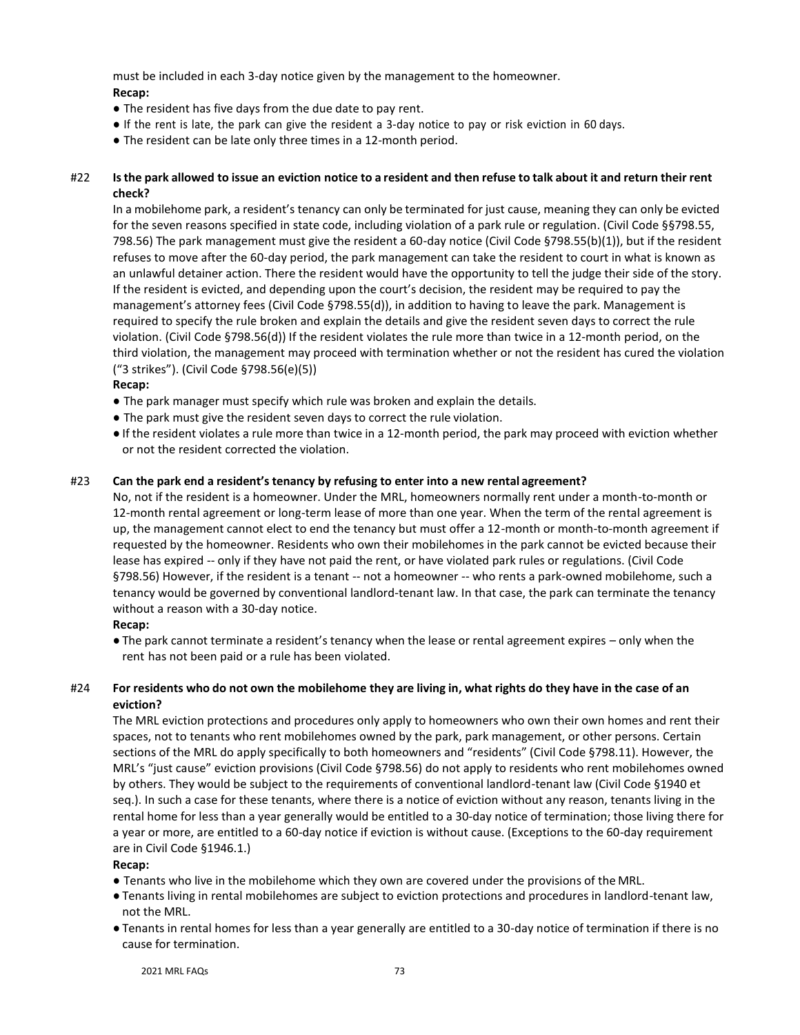must be included in each 3-day notice given by the management to the homeowner.

**Recap:**

- The resident has five days from the due date to pay rent.
- If the rent is late, the park can give the resident a 3-day notice to pay or risk eviction in 60 days.
- The resident can be late only three times in a 12-month period.

#22 **Is the park allowed to issue an eviction notice to a resident and then refuse to talk about it and return their rent check?**

In a mobilehome park, a resident's tenancy can only be terminated for just cause, meaning they can only be evicted for the seven reasons specified in state code, including violation of a park rule or regulation. (Civil Code §§798.55, 798.56) The park management must give the resident a 60-day notice (Civil Code §798.55(b)(1)), but if the resident refuses to move after the 60-day period, the park management can take the resident to court in what is known as an unlawful detainer action. There the resident would have the opportunity to tell the judge their side of the story. If the resident is evicted, and depending upon the court's decision, the resident may be required to pay the management's attorney fees (Civil Code §798.55(d)), in addition to having to leave the park. Management is required to specify the rule broken and explain the details and give the resident seven days to correct the rule violation. (Civil Code §798.56(d)) If the resident violates the rule more than twice in a 12-month period, on the third violation, the management may proceed with termination whether or not the resident has cured the violation ("3 strikes"). (Civil Code §798.56(e)(5))

**Recap:**

- The park manager must specify which rule was broken and explain the details.
- The park must give the resident seven days to correct the rule violation.
- If the resident violates a rule more than twice in a 12-month period, the park may proceed with eviction whether or not the resident corrected the violation.

#23 **Can the park end a resident's tenancy by refusing to enter into a new rental agreement?**

No, not if the resident is a homeowner. Under the MRL, homeowners normally rent under a month-to-month or 12-month rental agreement or long-term lease of more than one year. When the term of the rental agreement is up, the management cannot elect to end the tenancy but must offer a 12-month or month-to-month agreement if requested by the homeowner. Residents who own their mobilehomes in the park cannot be evicted because their lease has expired -- only if they have not paid the rent, or have violated park rules or regulations. (Civil Code §798.56) However, if the resident is a tenant -- not a homeowner -- who rents a park-owned mobilehome, such a tenancy would be governed by conventional landlord-tenant law. In that case, the park can terminate the tenancy without a reason with a 30-day notice.

**Recap:**

- The park cannot terminate a resident's tenancy when the lease or rental agreement expires – only when the rent has not been paid or a rule has been violated.

#24 **For residents who do not own the mobilehome they are living in, what rights do they have in the case of an eviction?**

The MRL eviction protections and procedures only apply to homeowners who own their own homes and rent their spaces, not to tenants who rent mobilehomes owned by the park, park management, or other persons. Certain sections of the MRL do apply specifically to both homeowners and "residents" (Civil Code §798.11). However, the MRL's "just cause" eviction provisions (Civil Code §798.56) do not apply to residents who rent mobilehomes owned by others. They would be subject to the requirements of conventional landlord-tenant law (Civil Code §1940 et seq.). In such a case for these tenants, where there is a notice of eviction without any reason, tenants living in the rental home for less than a year generally would be entitled to a 30-day notice of termination; those living there for a year or more, are entitled to a 60-day notice if eviction is without cause. (Exceptions to the 60-day requirement are in Civil Code §1946.1.)

**Recap:**

- Tenants who live in the mobilehome which they own are covered under the provisions of the MRL.
- Tenants living in rental mobilehomes are subject to eviction protections and procedures in landlord-tenant law, not the MRL.
- Tenants in rental homes for less than a year generally are entitled to a 30-day notice of termination if there is no cause for termination.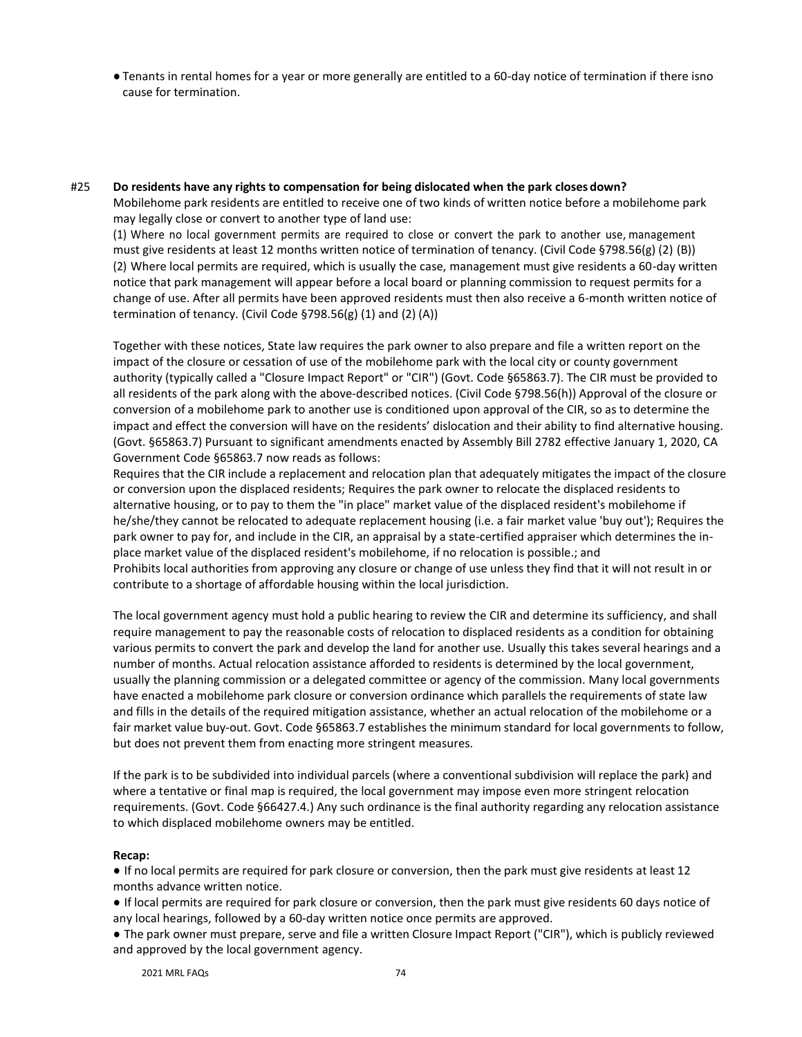- Tenants in rental homes for a year or more generally are entitled to a 60-day notice of termination if there isno cause for termination.

#25 **Do residents have any rights to compensation for being dislocated when the park closes down?**

Mobilehome park residents are entitled to receive one of two kinds of written notice before a mobilehome park may legally close or convert to another type of land use:

(1) Where no local government permits are required to close or convert the park to another use, management must give residents at least 12 months written notice of termination of tenancy. (Civil Code §798.56(g) (2) (B))

(2) Where local permits are required, which is usually the case, management must give residents a 60-day written notice that park management will appear before a local board or planning commission to request permits for a change of use. After all permits have been approved residents must then also receive a 6-month written notice of termination of tenancy. (Civil Code §798.56(g) (1) and (2) (A))

Together with these notices, State law requires the park owner to also prepare and file a written report on the impact of the closure or cessation of use of the mobilehome park with the local city or county government authority (typically called a "Closure Impact Report" or "CIR") (Govt. Code §65863.7). The CIR must be provided to all residents of the park along with the above-described notices. (Civil Code §798.56(h)) Approval of the closure or conversion of a mobilehome park to another use is conditioned upon approval of the CIR, so as to determine the impact and effect the conversion will have on the residents' dislocation and their ability to find alternative housing. (Govt. §65863.7) Pursuant to significant amendments enacted by Assembly Bill 2782 effective January 1, 2020, CA Government Code §65863.7 now reads as follows:

Requires that the CIR include a replacement and relocation plan that adequately mitigates the impact of the closure or conversion upon the displaced residents; Requires the park owner to relocate the displaced residents to alternative housing, or to pay to them the "in place" market value of the displaced resident's mobilehome if he/she/they cannot be relocated to adequate replacement housing (i.e. a fair market value 'buy out'); Requires the park owner to pay for, and include in the CIR, an appraisal by a state-certified appraiser which determines the in-place market value of the displaced resident's mobilehome, if no relocation is possible.; and

Prohibits local authorities from approving any closure or change of use unless they find that it will not result in or contribute to a shortage of affordable housing within the local jurisdiction.

The local government agency must hold a public hearing to review the CIR and determine its sufficiency, and shall require management to pay the reasonable costs of relocation to displaced residents as a condition for obtaining various permits to convert the park and develop the land for another use. Usually this takes several hearings and a number of months. Actual relocation assistance afforded to residents is determined by the local government, usually the planning commission or a delegated committee or agency of the commission. Many local governments have enacted a mobilehome park closure or conversion ordinance which parallels the requirements of state law and fills in the details of the required mitigation assistance, whether an actual relocation of the mobilehome or a fair market value buy-out. Govt. Code §65863.7 establishes the minimum standard for local governments to follow, but does not prevent them from enacting more stringent measures.

If the park is to be subdivided into individual parcels (where a conventional subdivision will replace the park) and where a tentative or final map is required, the local government may impose even more stringent relocation requirements. (Govt. Code §66427.4.) Any such ordinance is the final authority regarding any relocation assistance to which displaced mobilehome owners may be entitled.

**Recap:**

- If no local permits are required for park closure or conversion, then the park must give residents at least 12 months advance written notice.
- If local permits are required for park closure or conversion, then the park must give residents 60 days notice of any local hearings, followed by a 60-day written notice once permits are approved.
- The park owner must prepare, serve and file a written Closure Impact Report ("CIR"), which is publicly reviewed and approved by the local government agency.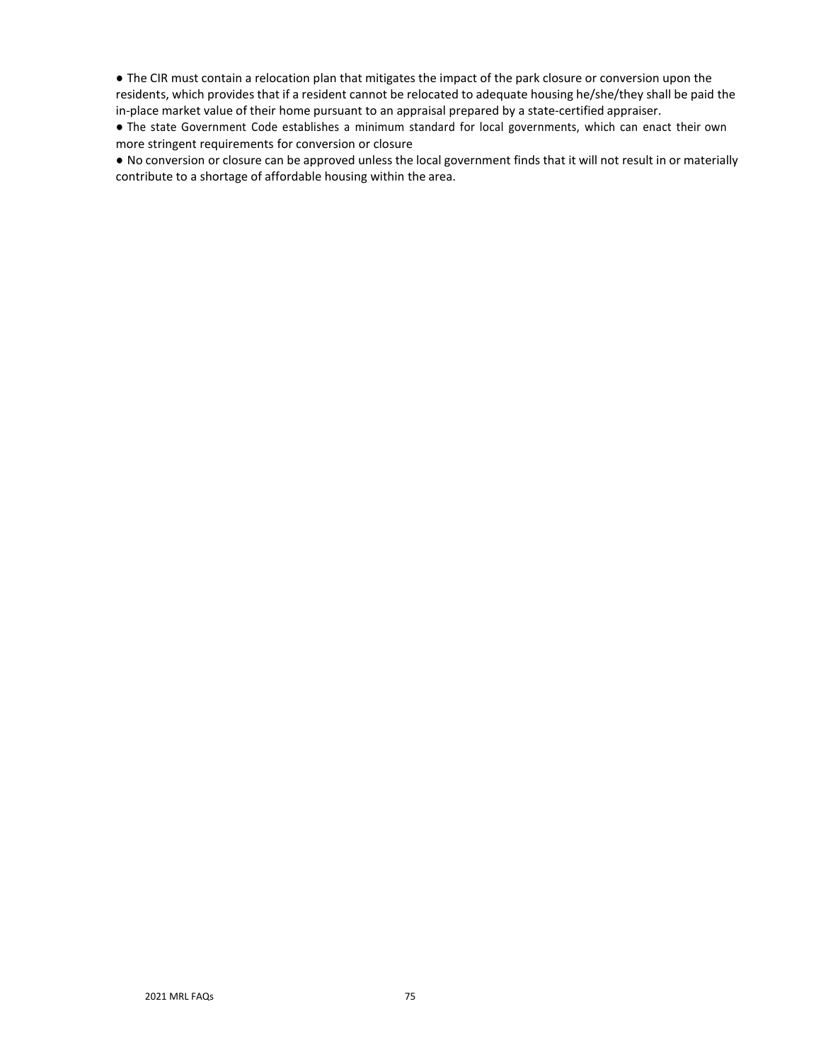- The CIR must contain a relocation plan that mitigates the impact of the park closure or conversion upon the residents, which provides that if a resident cannot be relocated to adequate housing he/she/they shall be paid the in-place market value of their home pursuant to an appraisal prepared by a state-certified appraiser.
- The state Government Code establishes a minimum standard for local governments, which can enact their own more stringent requirements for conversion or closure
- No conversion or closure can be approved unless the local government finds that it will not result in or materially contribute to a shortage of affordable housing within the area.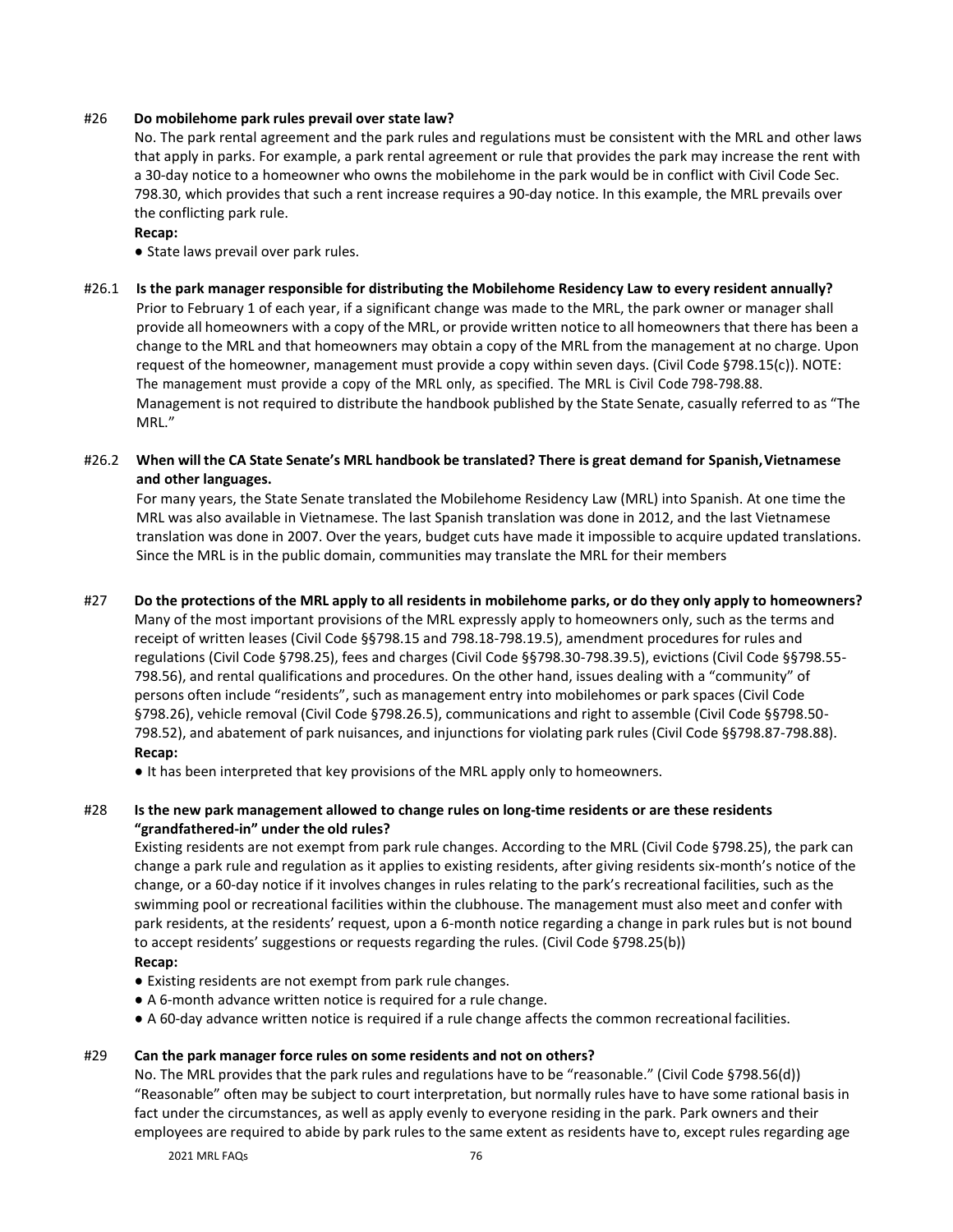#26 **Do mobilehome park rules prevail over state law?**

No. The park rental agreement and the park rules and regulations must be consistent with the MRL and other laws that apply in parks. For example, a park rental agreement or rule that provides the park may increase the rent with a 30-day notice to a homeowner who owns the mobilehome in the park would be in conflict with Civil Code Sec. 798.30, which provides that such a rent increase requires a 90-day notice. In this example, the MRL prevails over the conflicting park rule.

**Recap:**

- State laws prevail over park rules.

#26.1 **Is the park manager responsible for distributing the Mobilehome Residency Law to every resident annually?**

Prior to February 1 of each year, if a significant change was made to the MRL, the park owner or manager shall provide all homeowners with a copy of the MRL, or provide written notice to all homeowners that there has been a change to the MRL and that homeowners may obtain a copy of the MRL from the management at no charge. Upon request of the homeowner, management must provide a copy within seven days. (Civil Code §798.15(c)). NOTE: The management must provide a copy of the MRL only, as specified. The MRL is Civil Code 798-798.88. Management is not required to distribute the handbook published by the State Senate, casually referred to as "The MRL."

#26.2 **When will the CA State Senate's MRL handbook be translated? There is great demand for Spanish, Vietnamese and other languages.**

For many years, the State Senate translated the Mobilehome Residency Law (MRL) into Spanish. At one time the MRL was also available in Vietnamese. The last Spanish translation was done in 2012, and the last Vietnamese translation was done in 2007. Over the years, budget cuts have made it impossible to acquire updated translations. Since the MRL is in the public domain, communities may translate the MRL for their members

#27 **Do the protections of the MRL apply to all residents in mobilehome parks, or do they only apply to homeowners?**

Many of the most important provisions of the MRL expressly apply to homeowners only, such as the terms and receipt of written leases (Civil Code §§798.15 and 798.18-798.19.5), amendment procedures for rules and regulations (Civil Code §798.25), fees and charges (Civil Code §§798.30-798.39.5), evictions (Civil Code §§798.55-798.56), and rental qualifications and procedures. On the other hand, issues dealing with a "community" of persons often include "residents", such as management entry into mobilehomes or park spaces (Civil Code §798.26), vehicle removal (Civil Code §798.26.5), communications and right to assemble (Civil Code §§798.50-798.52), and abatement of park nuisances, and injunctions for violating park rules (Civil Code §§798.87-798.88).

**Recap:**

- It has been interpreted that key provisions of the MRL apply only to homeowners.

#28 **Is the new park management allowed to change rules on long-time residents or are these residents "grandfathered-in" under the old rules?**

Existing residents are not exempt from park rule changes. According to the MRL (Civil Code §798.25), the park can change a park rule and regulation as it applies to existing residents, after giving residents six-month's notice of the change, or a 60-day notice if it involves changes in rules relating to the park's recreational facilities, such as the swimming pool or recreational facilities within the clubhouse. The management must also meet and confer with park residents, at the residents' request, upon a 6-month notice regarding a change in park rules but is not bound to accept residents' suggestions or requests regarding the rules. (Civil Code §798.25(b))

**Recap:**

- Existing residents are not exempt from park rule changes.
- A 6-month advance written notice is required for a rule change.
- A 60-day advance written notice is required if a rule change affects the common recreational facilities.

#29 **Can the park manager force rules on some residents and not on others?**

No. The MRL provides that the park rules and regulations have to be "reasonable." (Civil Code §798.56(d)) "Reasonable" often may be subject to court interpretation, but normally rules have to have some rational basis in fact under the circumstances, as well as apply evenly to everyone residing in the park. Park owners and their employees are required to abide by park rules to the same extent as residents have to, except rules regarding age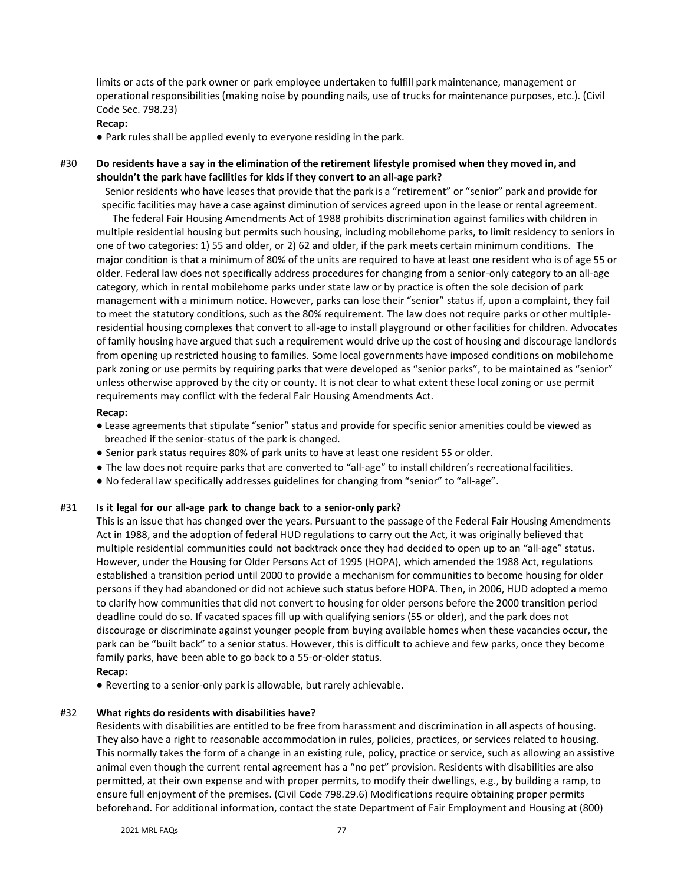limits or acts of the park owner or park employee undertaken to fulfill park maintenance, management or operational responsibilities (making noise by pounding nails, use of trucks for maintenance purposes, etc.). (Civil Code Sec. 798.23)

**Recap:**

- Park rules shall be applied evenly to everyone residing in the park.

### #30 Do residents have a say in the elimination of the retirement lifestyle promised when they moved in, and shouldn't the park have facilities for kids if they convert to an all-age park?

Senior residents who have leases that provide that the park is a "retirement" or "senior" park and provide for specific facilities may have a case against diminution of services agreed upon in the lease or rental agreement.

The federal Fair Housing Amendments Act of 1988 prohibits discrimination against families with children in multiple residential housing but permits such housing, including mobilehome parks, to limit residency to seniors in one of two categories: 1) 55 and older, or 2) 62 and older, if the park meets certain minimum conditions. The major condition is that a minimum of 80% of the units are required to have at least one resident who is of age 55 or older. Federal law does not specifically address procedures for changing from a senior-only category to an all-age category, which in rental mobilehome parks under state law or by practice is often the sole decision of park management with a minimum notice. However, parks can lose their "senior" status if, upon a complaint, they fail to meet the statutory conditions, such as the 80% requirement. The law does not require parks or other multiple-residential housing complexes that convert to all-age to install playground or other facilities for children. Advocates of family housing have argued that such a requirement would drive up the cost of housing and discourage landlords from opening up restricted housing to families. Some local governments have imposed conditions on mobilehome park zoning or use permits by requiring parks that were developed as "senior parks", to be maintained as "senior" unless otherwise approved by the city or county. It is not clear to what extent these local zoning or use permit requirements may conflict with the federal Fair Housing Amendments Act.

**Recap:**

- Lease agreements that stipulate "senior" status and provide for specific senior amenities could be viewed as breached if the senior-status of the park is changed.
- Senior park status requires 80% of park units to have at least one resident 55 or older.
- The law does not require parks that are converted to "all-age" to install children's recreational facilities.
- No federal law specifically addresses guidelines for changing from "senior" to "all-age".

### #31 Is it legal for our all-age park to change back to a senior-only park?

This is an issue that has changed over the years. Pursuant to the passage of the Federal Fair Housing Amendments Act in 1988, and the adoption of federal HUD regulations to carry out the Act, it was originally believed that multiple residential communities could not backtrack once they had decided to open up to an "all-age" status. However, under the Housing for Older Persons Act of 1995 (HOPA), which amended the 1988 Act, regulations established a transition period until 2000 to provide a mechanism for communities to become housing for older persons if they had abandoned or did not achieve such status before HOPA. Then, in 2006, HUD adopted a memo to clarify how communities that did not convert to housing for older persons before the 2000 transition period deadline could do so. If vacated spaces fill up with qualifying seniors (55 or older), and the park does not discourage or discriminate against younger people from buying available homes when these vacancies occur, the park can be "built back" to a senior status. However, this is difficult to achieve and few parks, once they become family parks, have been able to go back to a 55-or-older status.

**Recap:**

- Reverting to a senior-only park is allowable, but rarely achievable.

### #32 What rights do residents with disabilities have?

Residents with disabilities are entitled to be free from harassment and discrimination in all aspects of housing. They also have a right to reasonable accommodation in rules, policies, practices, or services related to housing. This normally takes the form of a change in an existing rule, policy, practice or service, such as allowing an assistive animal even though the current rental agreement has a "no pet" provision. Residents with disabilities are also permitted, at their own expense and with proper permits, to modify their dwellings, e.g., by building a ramp, to ensure full enjoyment of the premises. (Civil Code 798.29.6) Modifications require obtaining proper permits beforehand. For additional information, contact the state Department of Fair Employment and Housing at (800)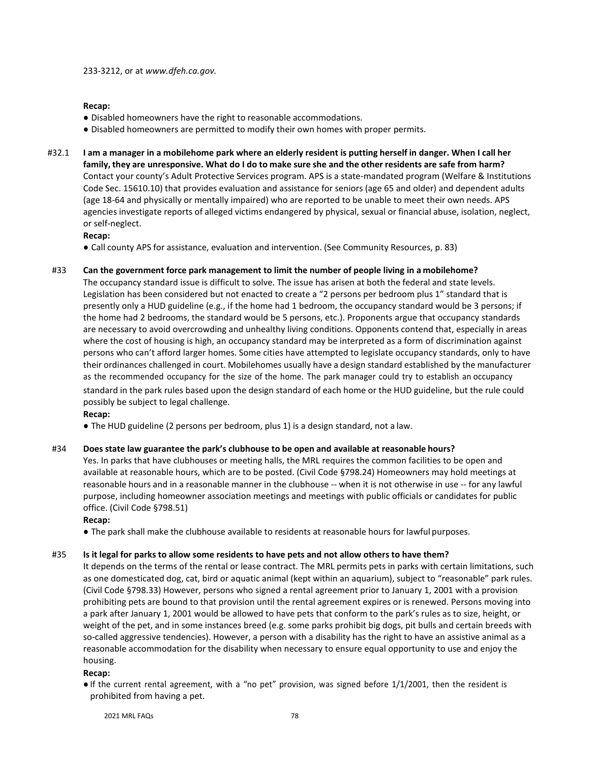233-3212, or at *www.dfeh.ca.gov.*

**Recap:**

- Disabled homeowners have the right to reasonable accommodations.
- Disabled homeowners are permitted to modify their own homes with proper permits.

#32.1 **I am a manager in a mobilehome park where an elderly resident is putting herself in danger. When I call her family, they are unresponsive. What do I do to make sure she and the other residents are safe from harm?**

Contact your county's Adult Protective Services program. APS is a state-mandated program (Welfare & Institutions Code Sec. 15610.10) that provides evaluation and assistance for seniors (age 65 and older) and dependent adults (age 18-64 and physically or mentally impaired) who are reported to be unable to meet their own needs. APS agencies investigate reports of alleged victims endangered by physical, sexual or financial abuse, isolation, neglect, or self-neglect.

**Recap:**

- Call county APS for assistance, evaluation and intervention. (See Community Resources, p. 83)

#33 **Can the government force park management to limit the number of people living in a mobilehome?**

The occupancy standard issue is difficult to solve. The issue has arisen at both the federal and state levels. Legislation has been considered but not enacted to create a "2 persons per bedroom plus 1" standard that is presently only a HUD guideline (e.g., if the home had 1 bedroom, the occupancy standard would be 3 persons; if the home had 2 bedrooms, the standard would be 5 persons, etc.). Proponents argue that occupancy standards are necessary to avoid overcrowding and unhealthy living conditions. Opponents contend that, especially in areas where the cost of housing is high, an occupancy standard may be interpreted as a form of discrimination against persons who can't afford larger homes. Some cities have attempted to legislate occupancy standards, only to have their ordinances challenged in court. Mobilehomes usually have a design standard established by the manufacturer as the recommended occupancy for the size of the home. The park manager could try to establish an occupancy standard in the park rules based upon the design standard of each home or the HUD guideline, but the rule could possibly be subject to legal challenge.

**Recap:**

- The HUD guideline (2 persons per bedroom, plus 1) is a design standard, not a law.

#34 **Does state law guarantee the park's clubhouse to be open and available at reasonable hours?**

Yes. In parks that have clubhouses or meeting halls, the MRL requires the common facilities to be open and available at reasonable hours, which are to be posted. (Civil Code §798.24) Homeowners may hold meetings at reasonable hours and in a reasonable manner in the clubhouse -- when it is not otherwise in use -- for any lawful purpose, including homeowner association meetings and meetings with public officials or candidates for public office. (Civil Code §798.51)

**Recap:**

- The park shall make the clubhouse available to residents at reasonable hours for lawful purposes.

#35 **Is it legal for parks to allow some residents to have pets and not allow others to have them?**

It depends on the terms of the rental or lease contract. The MRL permits pets in parks with certain limitations, such as one domesticated dog, cat, bird or aquatic animal (kept within an aquarium), subject to "reasonable" park rules. (Civil Code §798.33) However, persons who signed a rental agreement prior to January 1, 2001 with a provision prohibiting pets are bound to that provision until the rental agreement expires or is renewed. Persons moving into a park after January 1, 2001 would be allowed to have pets that conform to the park's rules as to size, height, or weight of the pet, and in some instances breed (e.g. some parks prohibit big dogs, pit bulls and certain breeds with so-called aggressive tendencies). However, a person with a disability has the right to have an assistive animal as a reasonable accommodation for the disability when necessary to ensure equal opportunity to use and enjoy the housing.

**Recap:**

- If the current rental agreement, with a "no pet" provision, was signed before 1/1/2001, then the resident is prohibited from having a pet.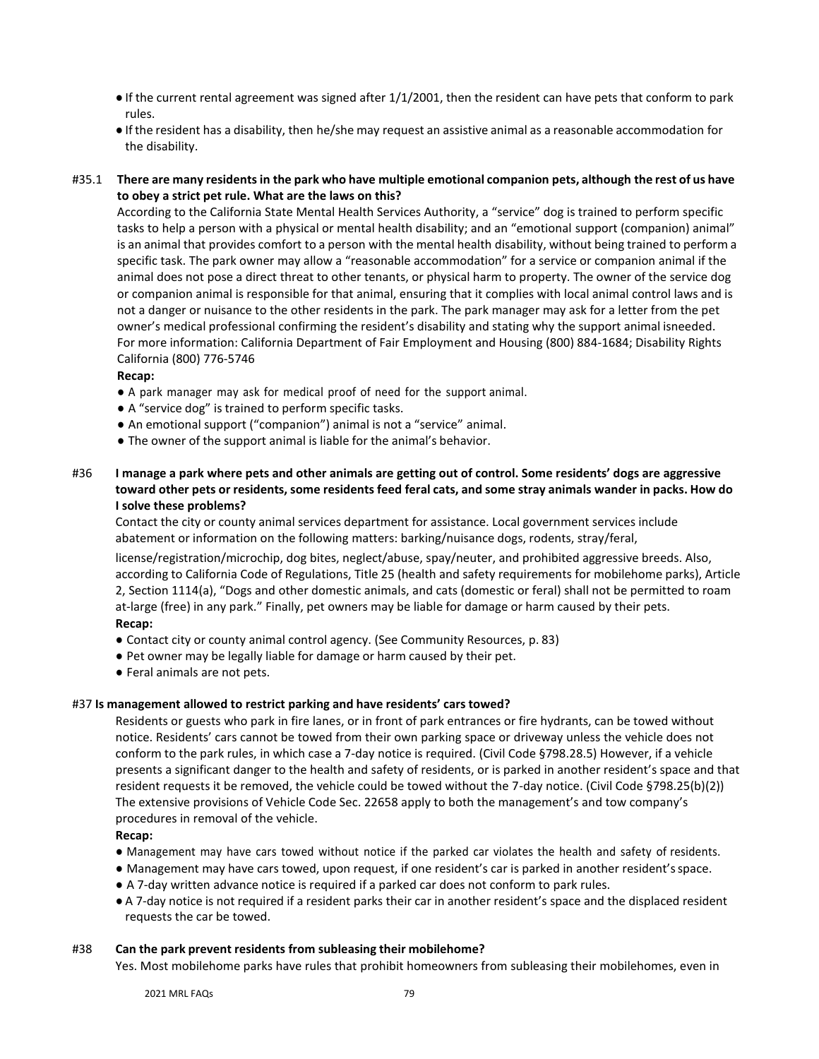- If the current rental agreement was signed after 1/1/2001, then the resident can have pets that conform to park rules.
- If the resident has a disability, then he/she may request an assistive animal as a reasonable accommodation for the disability.

#35.1 **There are many residents in the park who have multiple emotional companion pets, although the rest of us have to obey a strict pet rule. What are the laws on this?**

According to the California State Mental Health Services Authority, a "service" dog is trained to perform specific tasks to help a person with a physical or mental health disability; and an "emotional support (companion) animal" is an animal that provides comfort to a person with the mental health disability, without being trained to perform a specific task. The park owner may allow a "reasonable accommodation" for a service or companion animal if the animal does not pose a direct threat to other tenants, or physical harm to property. The owner of the service dog or companion animal is responsible for that animal, ensuring that it complies with local animal control laws and is not a danger or nuisance to the other residents in the park. The park manager may ask for a letter from the pet owner's medical professional confirming the resident's disability and stating why the support animal isneeded. For more information: California Department of Fair Employment and Housing (800) 884-1684; Disability Rights California (800) 776-5746

**Recap:**

- A park manager may ask for medical proof of need for the support animal.
- A "service dog" is trained to perform specific tasks.
- An emotional support ("companion") animal is not a "service" animal.
- The owner of the support animal is liable for the animal's behavior.

#36 **I manage a park where pets and other animals are getting out of control. Some residents' dogs are aggressive toward other pets or residents, some residents feed feral cats, and some stray animals wander in packs. How do I solve these problems?**

Contact the city or county animal services department for assistance. Local government services include abatement or information on the following matters: barking/nuisance dogs, rodents, stray/feral, license/registration/microchip, dog bites, neglect/abuse, spay/neuter, and prohibited aggressive breeds. Also, according to California Code of Regulations, Title 25 (health and safety requirements for mobilehome parks), Article 2, Section 1114(a), "Dogs and other domestic animals, and cats (domestic or feral) shall not be permitted to roam at-large (free) in any park." Finally, pet owners may be liable for damage or harm caused by their pets.

**Recap:**

- Contact city or county animal control agency. (See Community Resources, p. 83)
- Pet owner may be legally liable for damage or harm caused by their pet.
- Feral animals are not pets.

#37 **Is management allowed to restrict parking and have residents' cars towed?**

Residents or guests who park in fire lanes, or in front of park entrances or fire hydrants, can be towed without notice. Residents' cars cannot be towed from their own parking space or driveway unless the vehicle does not conform to the park rules, in which case a 7-day notice is required. (Civil Code §798.28.5) However, if a vehicle presents a significant danger to the health and safety of residents, or is parked in another resident's space and that resident requests it be removed, the vehicle could be towed without the 7-day notice. (Civil Code §798.25(b)(2)) The extensive provisions of Vehicle Code Sec. 22658 apply to both the management's and tow company's procedures in removal of the vehicle.

**Recap:**

- Management may have cars towed without notice if the parked car violates the health and safety of residents.
- Management may have cars towed, upon request, if one resident's car is parked in another resident's space.
- A 7-day written advance notice is required if a parked car does not conform to park rules.
- A 7-day notice is not required if a resident parks their car in another resident's space and the displaced resident requests the car be towed.

#38 **Can the park prevent residents from subleasing their mobilehome?**

Yes. Most mobilehome parks have rules that prohibit homeowners from subleasing their mobilehomes, even in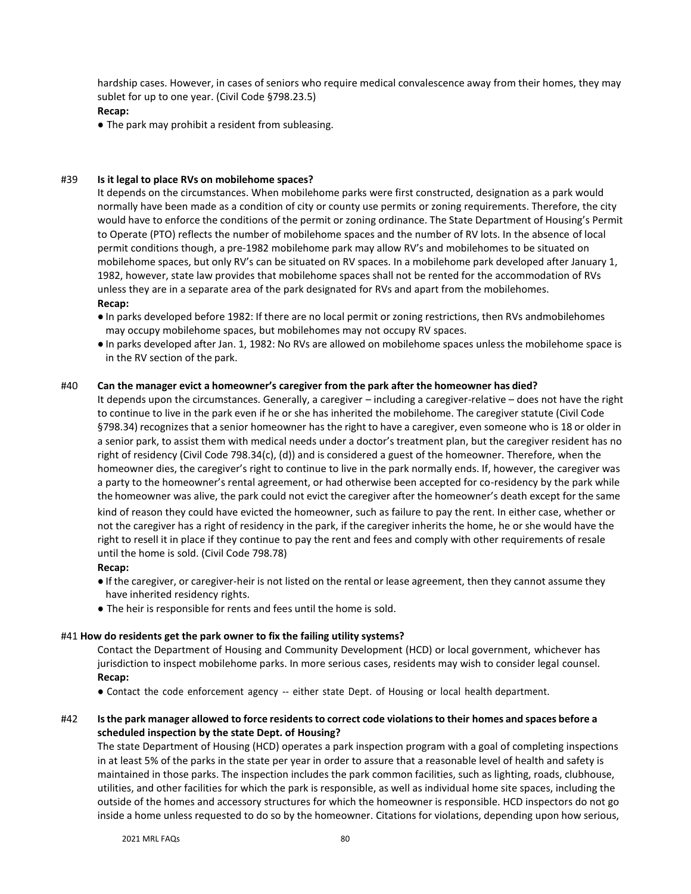hardship cases. However, in cases of seniors who require medical convalescence away from their homes, they may sublet for up to one year. (Civil Code §798.23.5)

**Recap:**

- The park may prohibit a resident from subleasing.

#39 **Is it legal to place RVs on mobilehome spaces?**

It depends on the circumstances. When mobilehome parks were first constructed, designation as a park would normally have been made as a condition of city or county use permits or zoning requirements. Therefore, the city would have to enforce the conditions of the permit or zoning ordinance. The State Department of Housing's Permit to Operate (PTO) reflects the number of mobilehome spaces and the number of RV lots. In the absence of local permit conditions though, a pre-1982 mobilehome park may allow RV's and mobilehomes to be situated on mobilehome spaces, but only RV's can be situated on RV spaces. In a mobilehome park developed after January 1, 1982, however, state law provides that mobilehome spaces shall not be rented for the accommodation of RVs unless they are in a separate area of the park designated for RVs and apart from the mobilehomes.

**Recap:**

- In parks developed before 1982: If there are no local permit or zoning restrictions, then RVs andmobilehomes may occupy mobilehome spaces, but mobilehomes may not occupy RV spaces.
- In parks developed after Jan. 1, 1982: No RVs are allowed on mobilehome spaces unless the mobilehome space is in the RV section of the park.

#40 **Can the manager evict a homeowner's caregiver from the park after the homeowner has died?**

It depends upon the circumstances. Generally, a caregiver – including a caregiver-relative – does not have the right to continue to live in the park even if he or she has inherited the mobilehome. The caregiver statute (Civil Code §798.34) recognizes that a senior homeowner has the right to have a caregiver, even someone who is 18 or older in a senior park, to assist them with medical needs under a doctor's treatment plan, but the caregiver resident has no right of residency (Civil Code 798.34(c), (d)) and is considered a guest of the homeowner. Therefore, when the homeowner dies, the caregiver's right to continue to live in the park normally ends. If, however, the caregiver was a party to the homeowner's rental agreement, or had otherwise been accepted for co-residency by the park while the homeowner was alive, the park could not evict the caregiver after the homeowner's death except for the same kind of reason they could have evicted the homeowner, such as failure to pay the rent. In either case, whether or not the caregiver has a right of residency in the park, if the caregiver inherits the home, he or she would have the right to resell it in place if they continue to pay the rent and fees and comply with other requirements of resale until the home is sold. (Civil Code 798.78)

**Recap:**

- If the caregiver, or caregiver-heir is not listed on the rental or lease agreement, then they cannot assume they have inherited residency rights.
- The heir is responsible for rents and fees until the home is sold.

#41 **How do residents get the park owner to fix the failing utility systems?**

Contact the Department of Housing and Community Development (HCD) or local government, whichever has jurisdiction to inspect mobilehome parks. In more serious cases, residents may wish to consider legal counsel.

**Recap:**

- Contact the code enforcement agency -- either state Dept. of Housing or local health department.

#42 **Is the park manager allowed to force residents to correct code violations to their homes and spaces before a scheduled inspection by the state Dept. of Housing?**

The state Department of Housing (HCD) operates a park inspection program with a goal of completing inspections in at least 5% of the parks in the state per year in order to assure that a reasonable level of health and safety is maintained in those parks. The inspection includes the park common facilities, such as lighting, roads, clubhouse, utilities, and other facilities for which the park is responsible, as well as individual home site spaces, including the outside of the homes and accessory structures for which the homeowner is responsible. HCD inspectors do not go inside a home unless requested to do so by the homeowner. Citations for violations, depending upon how serious,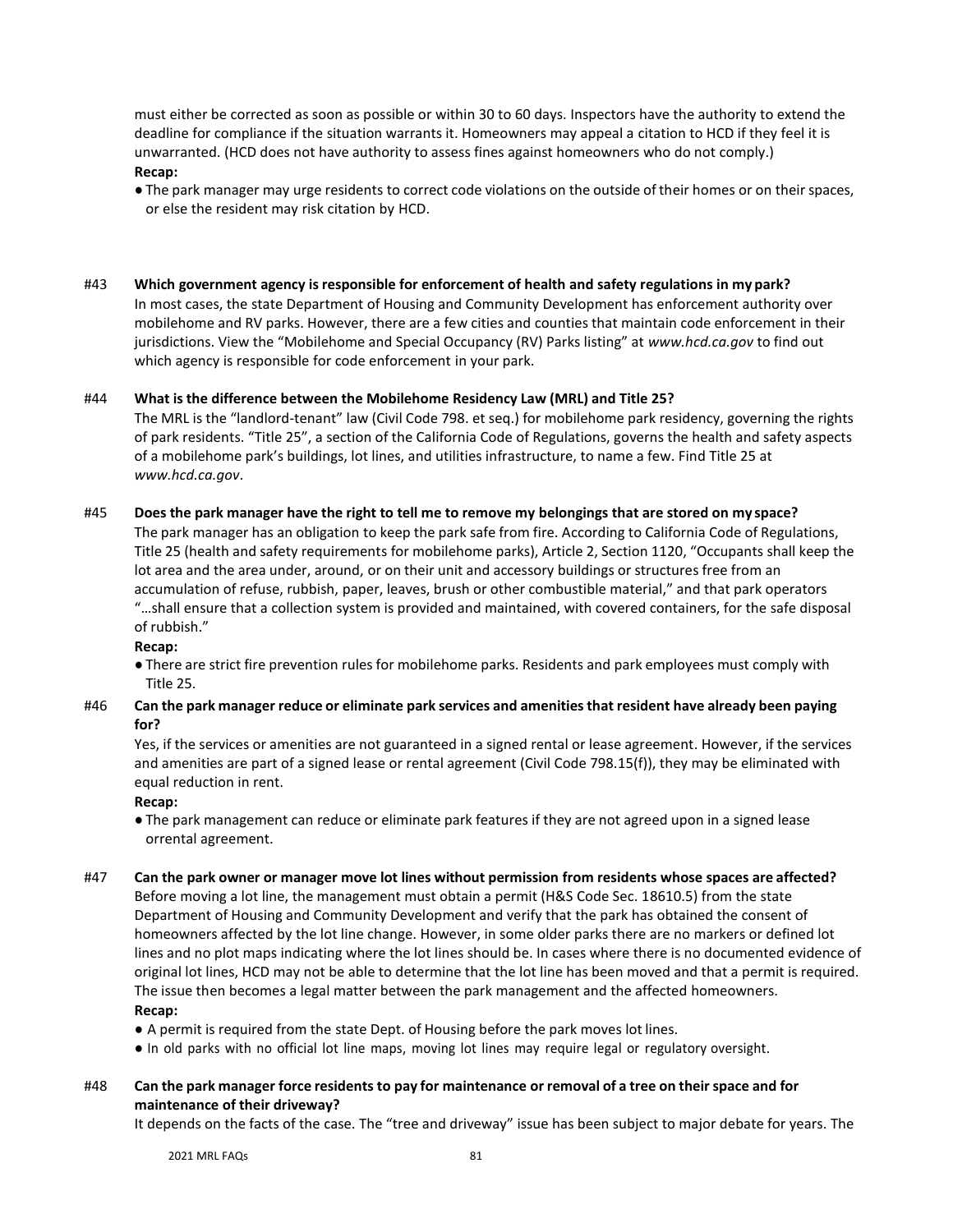must either be corrected as soon as possible or within 30 to 60 days. Inspectors have the authority to extend the deadline for compliance if the situation warrants it. Homeowners may appeal a citation to HCD if they feel it is unwarranted. (HCD does not have authority to assess fines against homeowners who do not comply.)

**Recap:**

- The park manager may urge residents to correct code violations on the outside of their homes or on their spaces, or else the resident may risk citation by HCD.

#43 **Which government agency is responsible for enforcement of health and safety regulations in my park?**

In most cases, the state Department of Housing and Community Development has enforcement authority over mobilehome and RV parks. However, there are a few cities and counties that maintain code enforcement in their jurisdictions. View the "Mobilehome and Special Occupancy (RV) Parks listing" at *www.hcd.ca.gov* to find out which agency is responsible for code enforcement in your park.

#44 **What is the difference between the Mobilehome Residency Law (MRL) and Title 25?**

The MRL is the "landlord-tenant" law (Civil Code 798. et seq.) for mobilehome park residency, governing the rights of park residents. "Title 25", a section of the California Code of Regulations, governs the health and safety aspects of a mobilehome park's buildings, lot lines, and utilities infrastructure, to name a few. Find Title 25 at *www.hcd.ca.gov*.

#45 **Does the park manager have the right to tell me to remove my belongings that are stored on my space?**

The park manager has an obligation to keep the park safe from fire. According to California Code of Regulations, Title 25 (health and safety requirements for mobilehome parks), Article 2, Section 1120, "Occupants shall keep the lot area and the area under, around, or on their unit and accessory buildings or structures free from an accumulation of refuse, rubbish, paper, leaves, brush or other combustible material," and that park operators "…shall ensure that a collection system is provided and maintained, with covered containers, for the safe disposal of rubbish."

**Recap:**

- There are strict fire prevention rules for mobilehome parks. Residents and park employees must comply with Title 25.

#46 **Can the park manager reduce or eliminate park services and amenities that resident have already been paying for?**

Yes, if the services or amenities are not guaranteed in a signed rental or lease agreement. However, if the services and amenities are part of a signed lease or rental agreement (Civil Code 798.15(f)), they may be eliminated with equal reduction in rent.

**Recap:**

- The park management can reduce or eliminate park features if they are not agreed upon in a signed lease orrental agreement.

#47 **Can the park owner or manager move lot lines without permission from residents whose spaces are affected?**

Before moving a lot line, the management must obtain a permit (H&S Code Sec. 18610.5) from the state Department of Housing and Community Development and verify that the park has obtained the consent of homeowners affected by the lot line change. However, in some older parks there are no markers or defined lot lines and no plot maps indicating where the lot lines should be. In cases where there is no documented evidence of original lot lines, HCD may not be able to determine that the lot line has been moved and that a permit is required. The issue then becomes a legal matter between the park management and the affected homeowners.

**Recap:**

- A permit is required from the state Dept. of Housing before the park moves lot lines.
- In old parks with no official lot line maps, moving lot lines may require legal or regulatory oversight.

#48 **Can the park manager force residents to pay for maintenance or removal of a tree on their space and for maintenance of their driveway?**

It depends on the facts of the case. The "tree and driveway" issue has been subject to major debate for years. The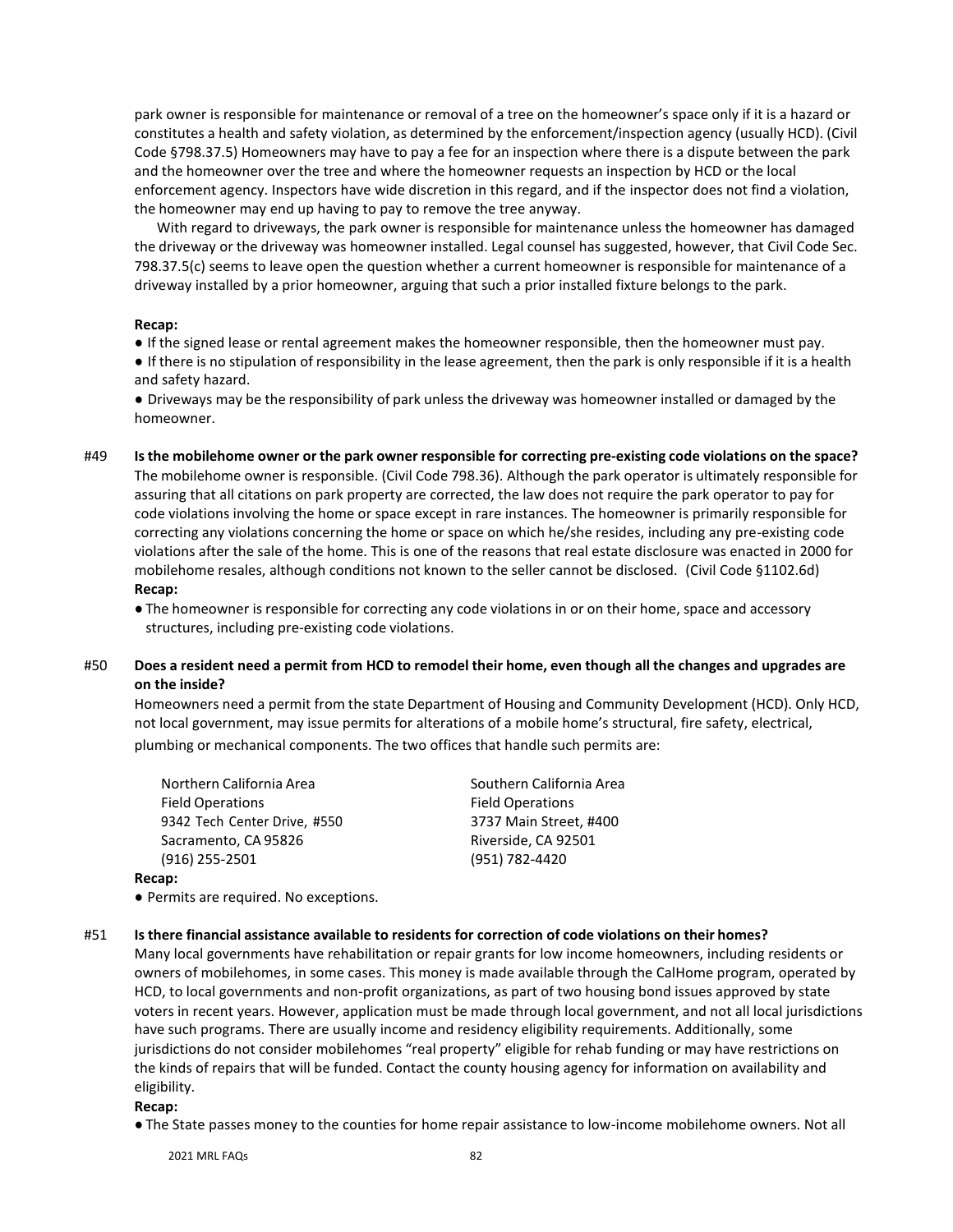park owner is responsible for maintenance or removal of a tree on the homeowner's space only if it is a hazard or constitutes a health and safety violation, as determined by the enforcement/inspection agency (usually HCD). (Civil Code §798.37.5) Homeowners may have to pay a fee for an inspection where there is a dispute between the park and the homeowner over the tree and where the homeowner requests an inspection by HCD or the local enforcement agency. Inspectors have wide discretion in this regard, and if the inspector does not find a violation, the homeowner may end up having to pay to remove the tree anyway.

With regard to driveways, the park owner is responsible for maintenance unless the homeowner has damaged the driveway or the driveway was homeowner installed. Legal counsel has suggested, however, that Civil Code Sec. 798.37.5(c) seems to leave open the question whether a current homeowner is responsible for maintenance of a driveway installed by a prior homeowner, arguing that such a prior installed fixture belongs to the park.

**Recap:**

- If the signed lease or rental agreement makes the homeowner responsible, then the homeowner must pay.
- If there is no stipulation of responsibility in the lease agreement, then the park is only responsible if it is a health and safety hazard.
- Driveways may be the responsibility of park unless the driveway was homeowner installed or damaged by the homeowner.

#49 **Is the mobilehome owner or the park owner responsible for correcting pre-existing code violations on the space?**

The mobilehome owner is responsible. (Civil Code 798.36). Although the park operator is ultimately responsible for assuring that all citations on park property are corrected, the law does not require the park operator to pay for code violations involving the home or space except in rare instances. The homeowner is primarily responsible for correcting any violations concerning the home or space on which he/she resides, including any pre-existing code violations after the sale of the home. This is one of the reasons that real estate disclosure was enacted in 2000 for mobilehome resales, although conditions not known to the seller cannot be disclosed. (Civil Code §1102.6d)

**Recap:**

- The homeowner is responsible for correcting any code violations in or on their home, space and accessory structures, including pre-existing code violations.

#50 **Does a resident need a permit from HCD to remodel their home, even though all the changes and upgrades are on the inside?**

Homeowners need a permit from the state Department of Housing and Community Development (HCD). Only HCD, not local government, may issue permits for alterations of a mobile home's structural, fire safety, electrical, plumbing or mechanical components. The two offices that handle such permits are:

Northern California Area
Field Operations
9342 Tech Center Drive, #550
Sacramento, CA 95826
(916) 255-2501

Southern California Area
Field Operations
3737 Main Street, #400
Riverside, CA 92501
(951) 782-4420

**Recap:**

- Permits are required. No exceptions.

#51 **Is there financial assistance available to residents for correction of code violations on their homes?**

Many local governments have rehabilitation or repair grants for low income homeowners, including residents or owners of mobilehomes, in some cases. This money is made available through the CalHome program, operated by HCD, to local governments and non-profit organizations, as part of two housing bond issues approved by state voters in recent years. However, application must be made through local government, and not all local jurisdictions have such programs. There are usually income and residency eligibility requirements. Additionally, some jurisdictions do not consider mobilehomes "real property" eligible for rehab funding or may have restrictions on the kinds of repairs that will be funded. Contact the county housing agency for information on availability and eligibility.

**Recap:**

- The State passes money to the counties for home repair assistance to low-income mobilehome owners. Not all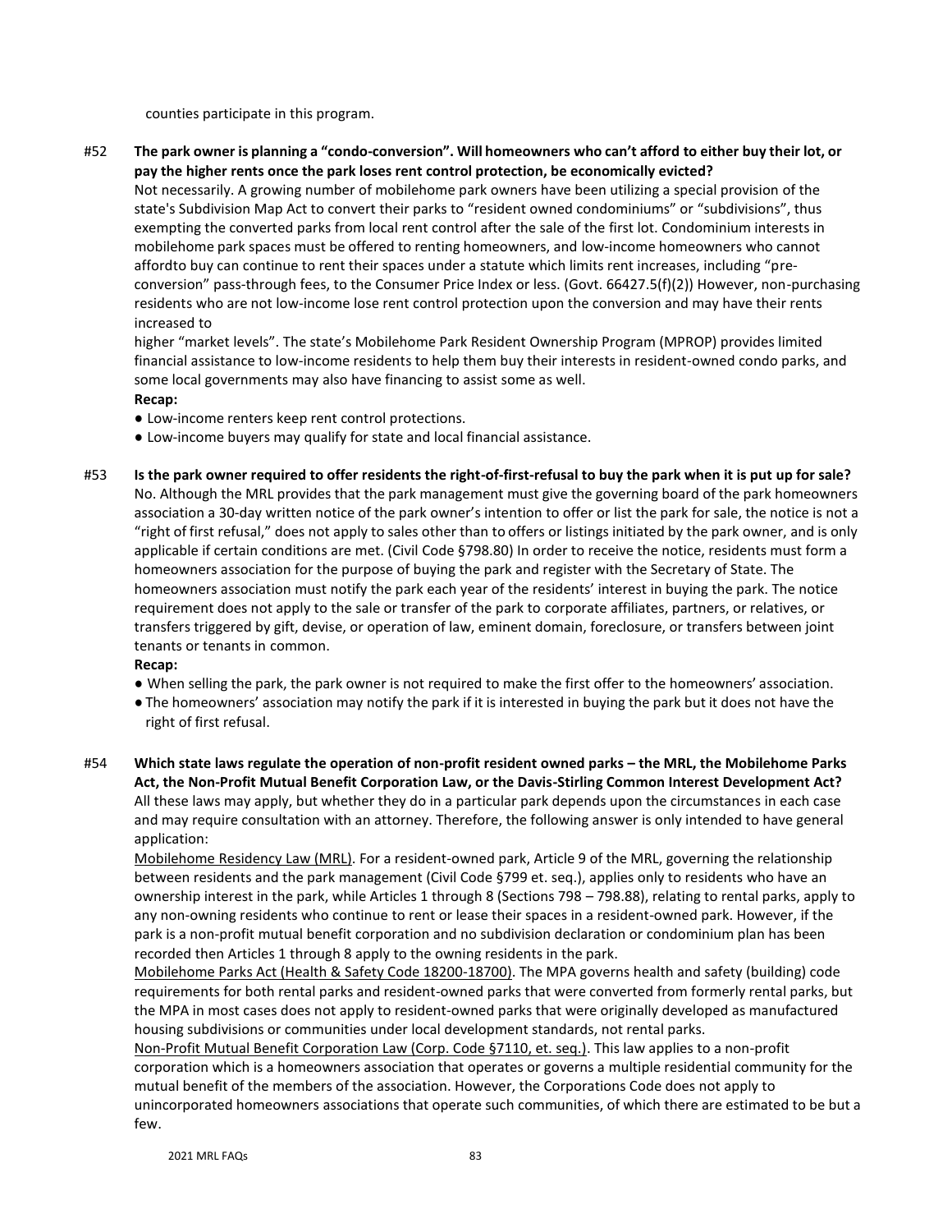counties participate in this program.

**#52 The park owner is planning a "condo-conversion". Will homeowners who can't afford to either buy their lot, or pay the higher rents once the park loses rent control protection, be economically evicted?**

Not necessarily. A growing number of mobilehome park owners have been utilizing a special provision of the state's Subdivision Map Act to convert their parks to "resident owned condominiums" or "subdivisions", thus exempting the converted parks from local rent control after the sale of the first lot. Condominium interests in mobilehome park spaces must be offered to renting homeowners, and low-income homeowners who cannot affordto buy can continue to rent their spaces under a statute which limits rent increases, including "pre-conversion" pass-through fees, to the Consumer Price Index or less. (Govt. 66427.5(f)(2)) However, non-purchasing residents who are not low-income lose rent control protection upon the conversion and may have their rents increased to higher "market levels". The state's Mobilehome Park Resident Ownership Program (MPROP) provides limited financial assistance to low-income residents to help them buy their interests in resident-owned condo parks, and some local governments may also have financing to assist some as well.

**Recap:**

- Low-income renters keep rent control protections.
- Low-income buyers may qualify for state and local financial assistance.

**#53 Is the park owner required to offer residents the right-of-first-refusal to buy the park when it is put up for sale?**

No. Although the MRL provides that the park management must give the governing board of the park homeowners association a 30-day written notice of the park owner's intention to offer or list the park for sale, the notice is not a "right of first refusal," does not apply to sales other than to offers or listings initiated by the park owner, and is only applicable if certain conditions are met. (Civil Code §798.80) In order to receive the notice, residents must form a homeowners association for the purpose of buying the park and register with the Secretary of State. The homeowners association must notify the park each year of the residents' interest in buying the park. The notice requirement does not apply to the sale or transfer of the park to corporate affiliates, partners, or relatives, or transfers triggered by gift, devise, or operation of law, eminent domain, foreclosure, or transfers between joint tenants or tenants in common.

**Recap:**

- When selling the park, the park owner is not required to make the first offer to the homeowners' association.
- The homeowners' association may notify the park if it is interested in buying the park but it does not have the right of first refusal.

**#54 Which state laws regulate the operation of non-profit resident owned parks – the MRL, the Mobilehome Parks Act, the Non-Profit Mutual Benefit Corporation Law, or the Davis-Stirling Common Interest Development Act?**

All these laws may apply, but whether they do in a particular park depends upon the circumstances in each case and may require consultation with an attorney. Therefore, the following answer is only intended to have general application:

Mobilehome Residency Law (MRL). For a resident-owned park, Article 9 of the MRL, governing the relationship between residents and the park management (Civil Code §799 et. seq.), applies only to residents who have an ownership interest in the park, while Articles 1 through 8 (Sections 798 – 798.88), relating to rental parks, apply to any non-owning residents who continue to rent or lease their spaces in a resident-owned park. However, if the park is a non-profit mutual benefit corporation and no subdivision declaration or condominium plan has been recorded then Articles 1 through 8 apply to the owning residents in the park.

Mobilehome Parks Act (Health & Safety Code 18200-18700). The MPA governs health and safety (building) code requirements for both rental parks and resident-owned parks that were converted from formerly rental parks, but the MPA in most cases does not apply to resident-owned parks that were originally developed as manufactured housing subdivisions or communities under local development standards, not rental parks.

Non-Profit Mutual Benefit Corporation Law (Corp. Code §7110, et. seq.). This law applies to a non-profit corporation which is a homeowners association that operates or governs a multiple residential community for the mutual benefit of the members of the association. However, the Corporations Code does not apply to unincorporated homeowners associations that operate such communities, of which there are estimated to be but a few.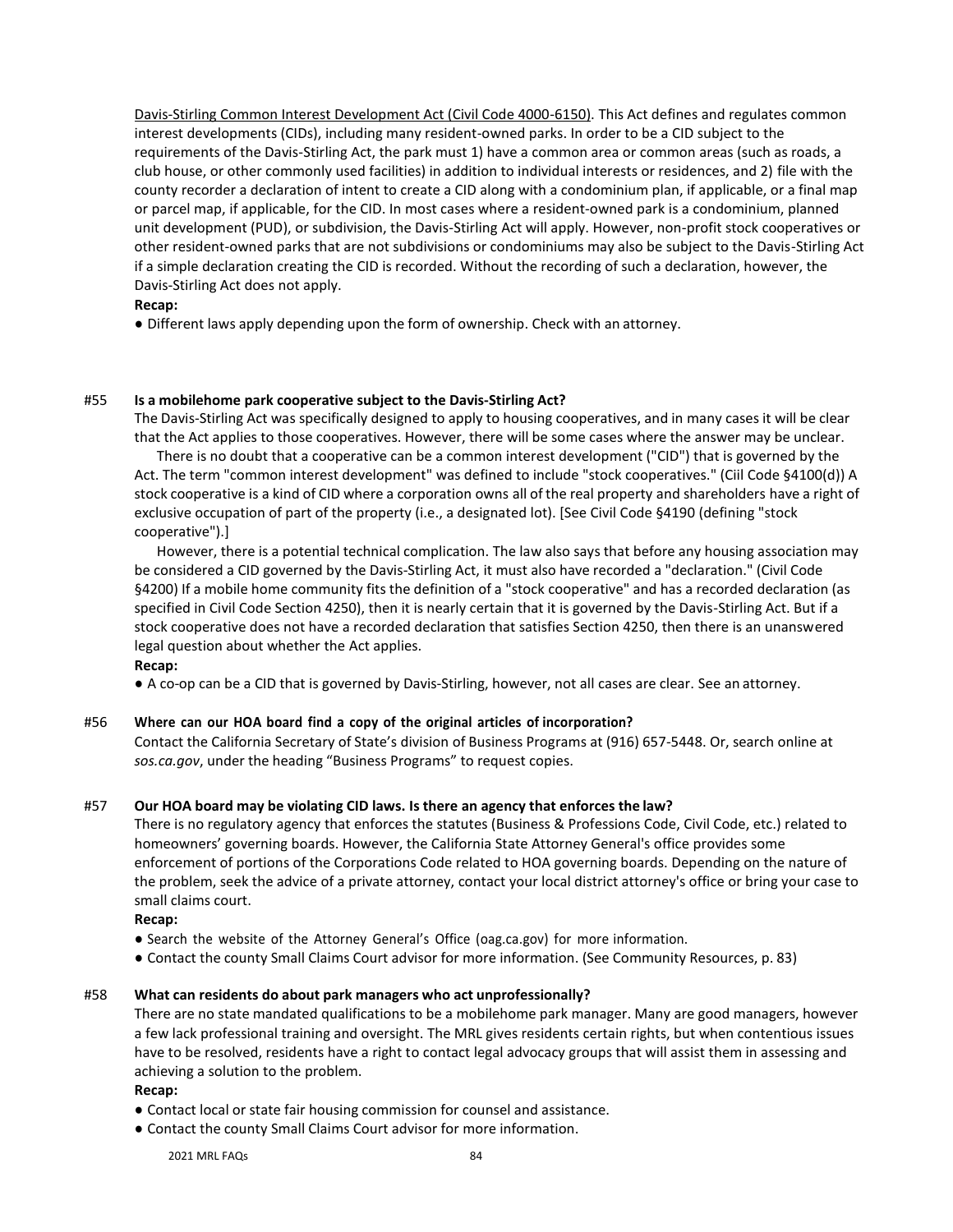Davis-Stirling Common Interest Development Act (Civil Code 4000-6150). This Act defines and regulates common interest developments (CIDs), including many resident-owned parks. In order to be a CID subject to the requirements of the Davis-Stirling Act, the park must 1) have a common area or common areas (such as roads, a club house, or other commonly used facilities) in addition to individual interests or residences, and 2) file with the county recorder a declaration of intent to create a CID along with a condominium plan, if applicable, or a final map or parcel map, if applicable, for the CID. In most cases where a resident-owned park is a condominium, planned unit development (PUD), or subdivision, the Davis-Stirling Act will apply. However, non-profit stock cooperatives or other resident-owned parks that are not subdivisions or condominiums may also be subject to the Davis-Stirling Act if a simple declaration creating the CID is recorded. Without the recording of such a declaration, however, the Davis-Stirling Act does not apply.

**Recap:**

- Different laws apply depending upon the form of ownership. Check with an attorney.

### #55 Is a mobilehome park cooperative subject to the Davis-Stirling Act?

The Davis-Stirling Act was specifically designed to apply to housing cooperatives, and in many cases it will be clear that the Act applies to those cooperatives. However, there will be some cases where the answer may be unclear.

There is no doubt that a cooperative can be a common interest development ("CID") that is governed by the Act. The term "common interest development" was defined to include "stock cooperatives." (Ciil Code §4100(d)) A stock cooperative is a kind of CID where a corporation owns all of the real property and shareholders have a right of exclusive occupation of part of the property (i.e., a designated lot). [See Civil Code §4190 (defining "stock cooperative").]

However, there is a potential technical complication. The law also says that before any housing association may be considered a CID governed by the Davis-Stirling Act, it must also have recorded a "declaration." (Civil Code §4200) If a mobile home community fits the definition of a "stock cooperative" and has a recorded declaration (as specified in Civil Code Section 4250), then it is nearly certain that it is governed by the Davis-Stirling Act. But if a stock cooperative does not have a recorded declaration that satisfies Section 4250, then there is an unanswered legal question about whether the Act applies.

**Recap:**

- A co-op can be a CID that is governed by Davis-Stirling, however, not all cases are clear. See an attorney.

### #56 Where can our HOA board find a copy of the original articles of incorporation?

Contact the California Secretary of State's division of Business Programs at (916) 657-5448. Or, search online at *sos.ca.gov*, under the heading "Business Programs" to request copies.

### #57 Our HOA board may be violating CID laws. Is there an agency that enforces the law?

There is no regulatory agency that enforces the statutes (Business & Professions Code, Civil Code, etc.) related to homeowners' governing boards. However, the California State Attorney General's office provides some enforcement of portions of the Corporations Code related to HOA governing boards. Depending on the nature of the problem, seek the advice of a private attorney, contact your local district attorney's office or bring your case to small claims court.

**Recap:**

- Search the website of the Attorney General's Office (oag.ca.gov) for more information.
- Contact the county Small Claims Court advisor for more information. (See Community Resources, p. 83)

### #58 What can residents do about park managers who act unprofessionally?

There are no state mandated qualifications to be a mobilehome park manager. Many are good managers, however a few lack professional training and oversight. The MRL gives residents certain rights, but when contentious issues have to be resolved, residents have a right to contact legal advocacy groups that will assist them in assessing and achieving a solution to the problem.

**Recap:**

- Contact local or state fair housing commission for counsel and assistance.
- Contact the county Small Claims Court advisor for more information.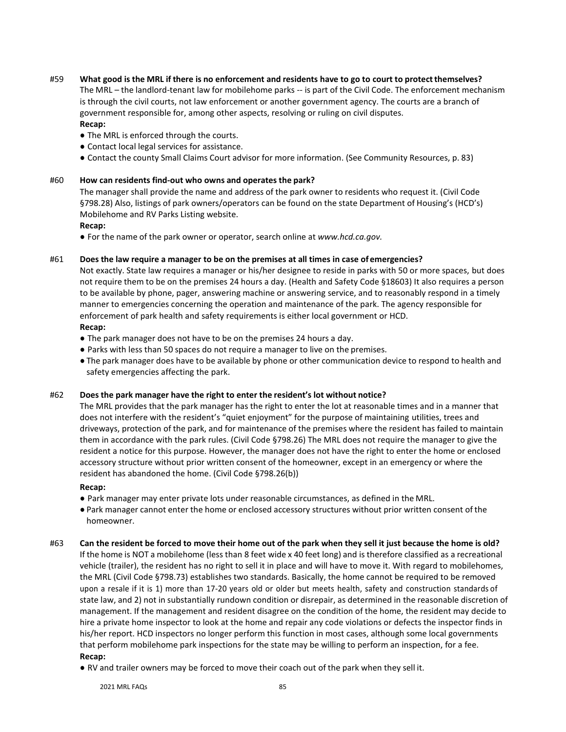#59 **What good is the MRL if there is no enforcement and residents have to go to court to protect themselves?**

The MRL – the landlord-tenant law for mobilehome parks -- is part of the Civil Code. The enforcement mechanism is through the civil courts, not law enforcement or another government agency. The courts are a branch of government responsible for, among other aspects, resolving or ruling on civil disputes.

**Recap:**

- The MRL is enforced through the courts.
- Contact local legal services for assistance.
- Contact the county Small Claims Court advisor for more information. (See Community Resources, p. 83)

#60 **How can residents find-out who owns and operates the park?**

The manager shall provide the name and address of the park owner to residents who request it. (Civil Code §798.28) Also, listings of park owners/operators can be found on the state Department of Housing's (HCD's) Mobilehome and RV Parks Listing website.

**Recap:**

- For the name of the park owner or operator, search online at *www.hcd.ca.gov.*

#61 **Does the law require a manager to be on the premises at all times in case of emergencies?**

Not exactly. State law requires a manager or his/her designee to reside in parks with 50 or more spaces, but does not require them to be on the premises 24 hours a day. (Health and Safety Code §18603) It also requires a person to be available by phone, pager, answering machine or answering service, and to reasonably respond in a timely manner to emergencies concerning the operation and maintenance of the park. The agency responsible for enforcement of park health and safety requirements is either local government or HCD.

**Recap:**

- The park manager does not have to be on the premises 24 hours a day.
- Parks with less than 50 spaces do not require a manager to live on the premises.
- The park manager does have to be available by phone or other communication device to respond to health and safety emergencies affecting the park.

#62 **Does the park manager have the right to enter the resident's lot without notice?**

The MRL provides that the park manager has the right to enter the lot at reasonable times and in a manner that does not interfere with the resident's "quiet enjoyment" for the purpose of maintaining utilities, trees and driveways, protection of the park, and for maintenance of the premises where the resident has failed to maintain them in accordance with the park rules. (Civil Code §798.26) The MRL does not require the manager to give the resident a notice for this purpose. However, the manager does not have the right to enter the home or enclosed accessory structure without prior written consent of the homeowner, except in an emergency or where the resident has abandoned the home. (Civil Code §798.26(b))

**Recap:**

- Park manager may enter private lots under reasonable circumstances, as defined in the MRL.
- Park manager cannot enter the home or enclosed accessory structures without prior written consent of the homeowner.

#63 **Can the resident be forced to move their home out of the park when they sell it just because the home is old?**

If the home is NOT a mobilehome (less than 8 feet wide x 40 feet long) and is therefore classified as a recreational vehicle (trailer), the resident has no right to sell it in place and will have to move it. With regard to mobilehomes, the MRL (Civil Code §798.73) establishes two standards. Basically, the home cannot be required to be removed upon a resale if it is 1) more than 17-20 years old or older but meets health, safety and construction standards of state law, and 2) not in substantially rundown condition or disrepair, as determined in the reasonable discretion of management. If the management and resident disagree on the condition of the home, the resident may decide to hire a private home inspector to look at the home and repair any code violations or defects the inspector finds in his/her report. HCD inspectors no longer perform this function in most cases, although some local governments that perform mobilehome park inspections for the state may be willing to perform an inspection, for a fee.

**Recap:**

- RV and trailer owners may be forced to move their coach out of the park when they sell it.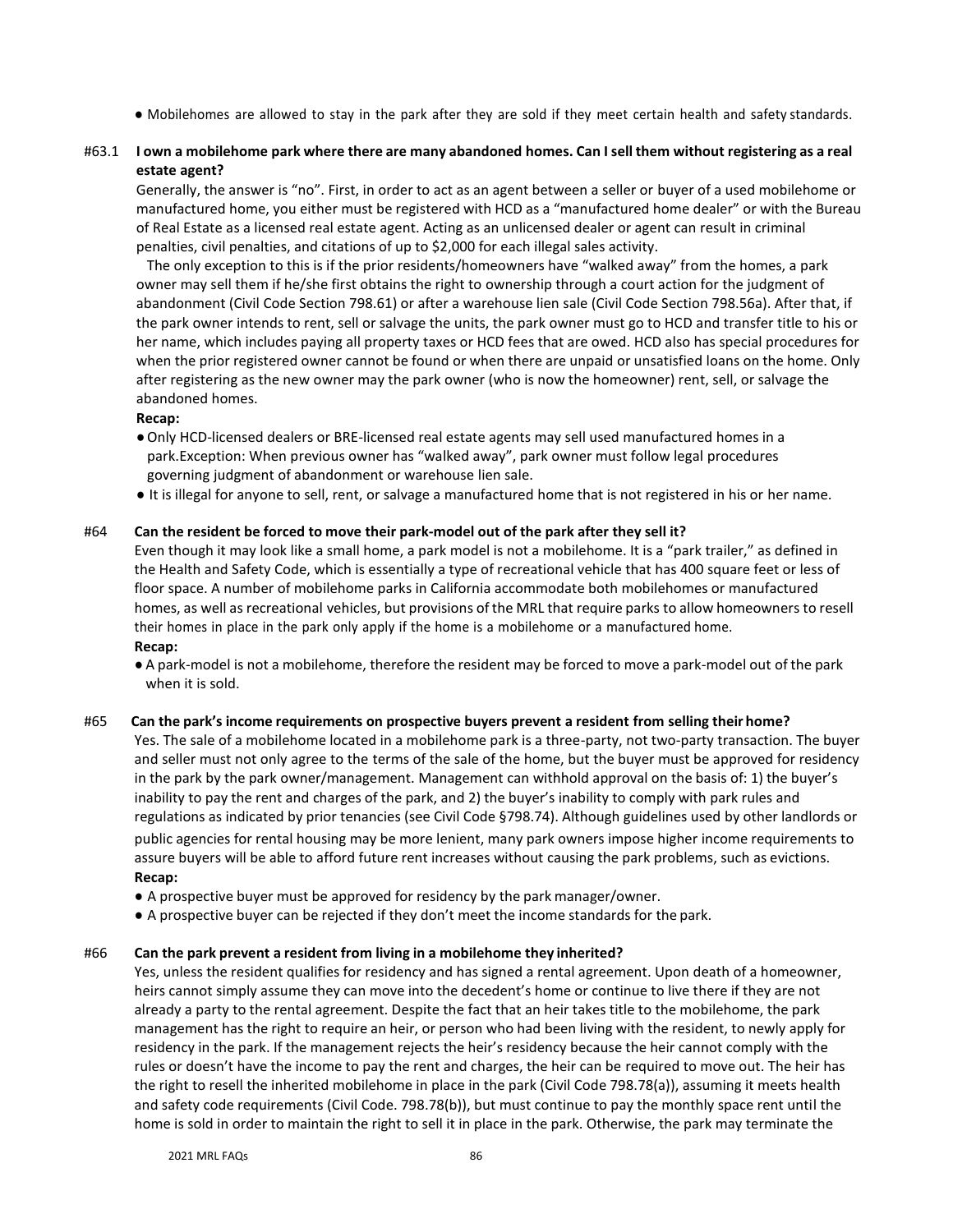- Mobilehomes are allowed to stay in the park after they are sold if they meet certain health and safety standards.

### #63.1 I own a mobilehome park where there are many abandoned homes. Can I sell them without registering as a real estate agent?

Generally, the answer is "no". First, in order to act as an agent between a seller or buyer of a used mobilehome or manufactured home, you either must be registered with HCD as a "manufactured home dealer" or with the Bureau of Real Estate as a licensed real estate agent. Acting as an unlicensed dealer or agent can result in criminal penalties, civil penalties, and citations of up to $2,000 for each illegal sales activity.

The only exception to this is if the prior residents/homeowners have "walked away" from the homes, a park owner may sell them if he/she first obtains the right to ownership through a court action for the judgment of abandonment (Civil Code Section 798.61) or after a warehouse lien sale (Civil Code Section 798.56a). After that, if the park owner intends to rent, sell or salvage the units, the park owner must go to HCD and transfer title to his or her name, which includes paying all property taxes or HCD fees that are owed. HCD also has special procedures for when the prior registered owner cannot be found or when there are unpaid or unsatisfied loans on the home. Only after registering as the new owner may the park owner (who is now the homeowner) rent, sell, or salvage the abandoned homes.

**Recap:**

- Only HCD-licensed dealers or BRE-licensed real estate agents may sell used manufactured homes in a park.Exception: When previous owner has "walked away", park owner must follow legal procedures governing judgment of abandonment or warehouse lien sale.
- It is illegal for anyone to sell, rent, or salvage a manufactured home that is not registered in his or her name.

### #64 Can the resident be forced to move their park-model out of the park after they sell it?

Even though it may look like a small home, a park model is not a mobilehome. It is a "park trailer," as defined in the Health and Safety Code, which is essentially a type of recreational vehicle that has 400 square feet or less of floor space. A number of mobilehome parks in California accommodate both mobilehomes or manufactured homes, as well as recreational vehicles, but provisions of the MRL that require parks to allow homeowners to resell their homes in place in the park only apply if the home is a mobilehome or a manufactured home.

**Recap:**

- A park-model is not a mobilehome, therefore the resident may be forced to move a park-model out of the park when it is sold.

### #65 Can the park's income requirements on prospective buyers prevent a resident from selling their home?

Yes. The sale of a mobilehome located in a mobilehome park is a three-party, not two-party transaction. The buyer and seller must not only agree to the terms of the sale of the home, but the buyer must be approved for residency in the park by the park owner/management. Management can withhold approval on the basis of: 1) the buyer's inability to pay the rent and charges of the park, and 2) the buyer's inability to comply with park rules and regulations as indicated by prior tenancies (see Civil Code §798.74). Although guidelines used by other landlords or public agencies for rental housing may be more lenient, many park owners impose higher income requirements to assure buyers will be able to afford future rent increases without causing the park problems, such as evictions.

**Recap:**

- A prospective buyer must be approved for residency by the park manager/owner.
- A prospective buyer can be rejected if they don't meet the income standards for the park.

### #66 Can the park prevent a resident from living in a mobilehome they inherited?

Yes, unless the resident qualifies for residency and has signed a rental agreement. Upon death of a homeowner, heirs cannot simply assume they can move into the decedent's home or continue to live there if they are not already a party to the rental agreement. Despite the fact that an heir takes title to the mobilehome, the park management has the right to require an heir, or person who had been living with the resident, to newly apply for residency in the park. If the management rejects the heir's residency because the heir cannot comply with the rules or doesn't have the income to pay the rent and charges, the heir can be required to move out. The heir has the right to resell the inherited mobilehome in place in the park (Civil Code 798.78(a)), assuming it meets health and safety code requirements (Civil Code. 798.78(b)), but must continue to pay the monthly space rent until the home is sold in order to maintain the right to sell it in place in the park. Otherwise, the park may terminate the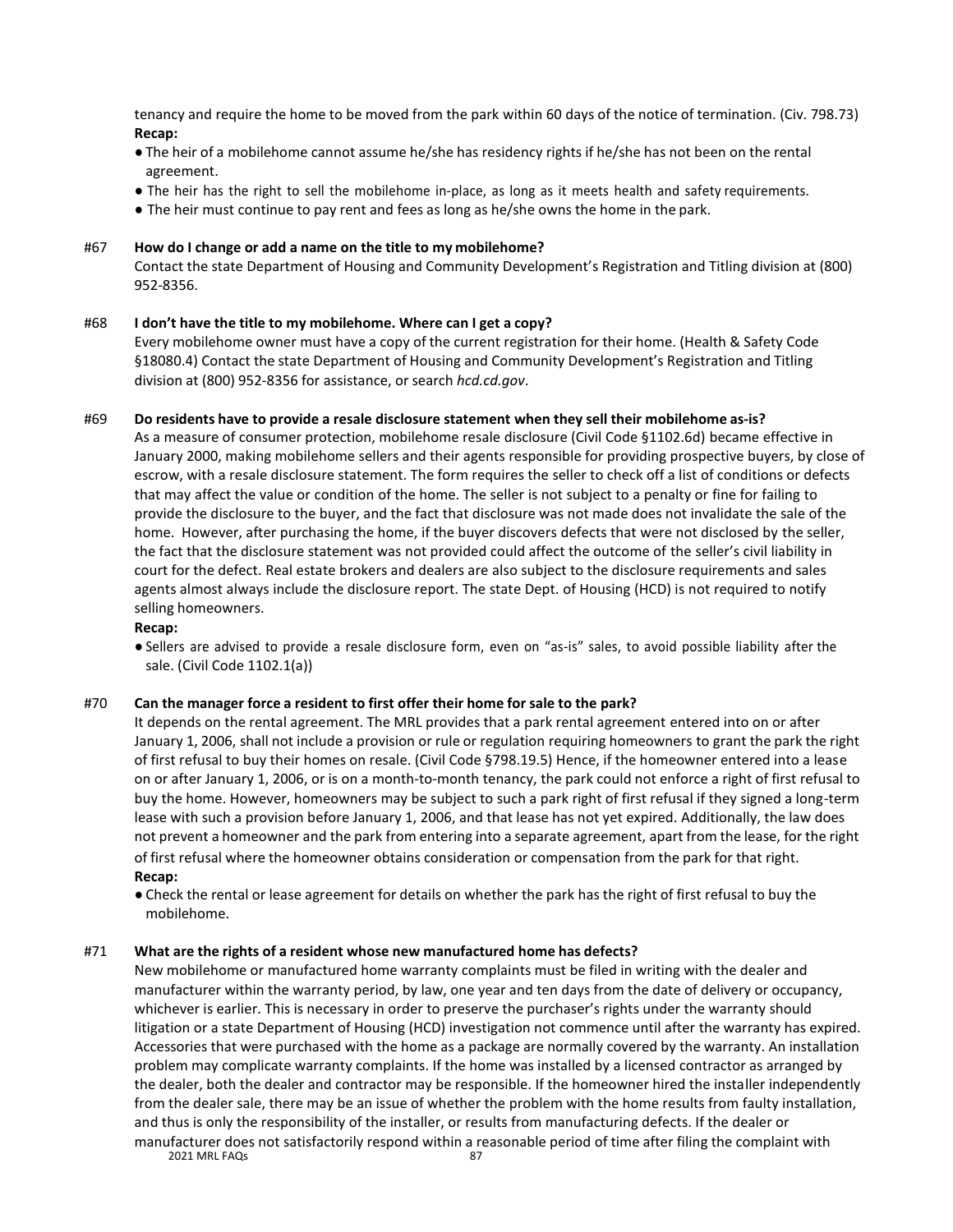tenancy and require the home to be moved from the park within 60 days of the notice of termination. (Civ. 798.73)

**Recap:**

- The heir of a mobilehome cannot assume he/she has residency rights if he/she has not been on the rental agreement.
- The heir has the right to sell the mobilehome in-place, as long as it meets health and safety requirements.
- The heir must continue to pay rent and fees as long as he/she owns the home in the park.

#67 **How do I change or add a name on the title to my mobilehome?**

Contact the state Department of Housing and Community Development's Registration and Titling division at (800) 952-8356.

#68 **I don't have the title to my mobilehome. Where can I get a copy?**

Every mobilehome owner must have a copy of the current registration for their home. (Health & Safety Code §18080.4) Contact the state Department of Housing and Community Development's Registration and Titling division at (800) 952-8356 for assistance, or search *hcd.cd.gov*.

#69 **Do residents have to provide a resale disclosure statement when they sell their mobilehome as-is?**

As a measure of consumer protection, mobilehome resale disclosure (Civil Code §1102.6d) became effective in January 2000, making mobilehome sellers and their agents responsible for providing prospective buyers, by close of escrow, with a resale disclosure statement. The form requires the seller to check off a list of conditions or defects that may affect the value or condition of the home. The seller is not subject to a penalty or fine for failing to provide the disclosure to the buyer, and the fact that disclosure was not made does not invalidate the sale of the home. However, after purchasing the home, if the buyer discovers defects that were not disclosed by the seller, the fact that the disclosure statement was not provided could affect the outcome of the seller's civil liability in court for the defect. Real estate brokers and dealers are also subject to the disclosure requirements and sales agents almost always include the disclosure report. The state Dept. of Housing (HCD) is not required to notify selling homeowners.

**Recap:**

- Sellers are advised to provide a resale disclosure form, even on "as-is" sales, to avoid possible liability after the sale. (Civil Code 1102.1(a))

#70 **Can the manager force a resident to first offer their home for sale to the park?**

It depends on the rental agreement. The MRL provides that a park rental agreement entered into on or after January 1, 2006, shall not include a provision or rule or regulation requiring homeowners to grant the park the right of first refusal to buy their homes on resale. (Civil Code §798.19.5) Hence, if the homeowner entered into a lease on or after January 1, 2006, or is on a month-to-month tenancy, the park could not enforce a right of first refusal to buy the home. However, homeowners may be subject to such a park right of first refusal if they signed a long-term lease with such a provision before January 1, 2006, and that lease has not yet expired. Additionally, the law does not prevent a homeowner and the park from entering into a separate agreement, apart from the lease, for the right of first refusal where the homeowner obtains consideration or compensation from the park for that right.

**Recap:**

- Check the rental or lease agreement for details on whether the park has the right of first refusal to buy the mobilehome.

#71 **What are the rights of a resident whose new manufactured home has defects?**

New mobilehome or manufactured home warranty complaints must be filed in writing with the dealer and manufacturer within the warranty period, by law, one year and ten days from the date of delivery or occupancy, whichever is earlier. This is necessary in order to preserve the purchaser's rights under the warranty should litigation or a state Department of Housing (HCD) investigation not commence until after the warranty has expired. Accessories that were purchased with the home as a package are normally covered by the warranty. An installation problem may complicate warranty complaints. If the home was installed by a licensed contractor as arranged by the dealer, both the dealer and contractor may be responsible. If the homeowner hired the installer independently from the dealer sale, there may be an issue of whether the problem with the home results from faulty installation, and thus is only the responsibility of the installer, or results from manufacturing defects. If the dealer or manufacturer does not satisfactorily respond within a reasonable period of time after filing the complaint with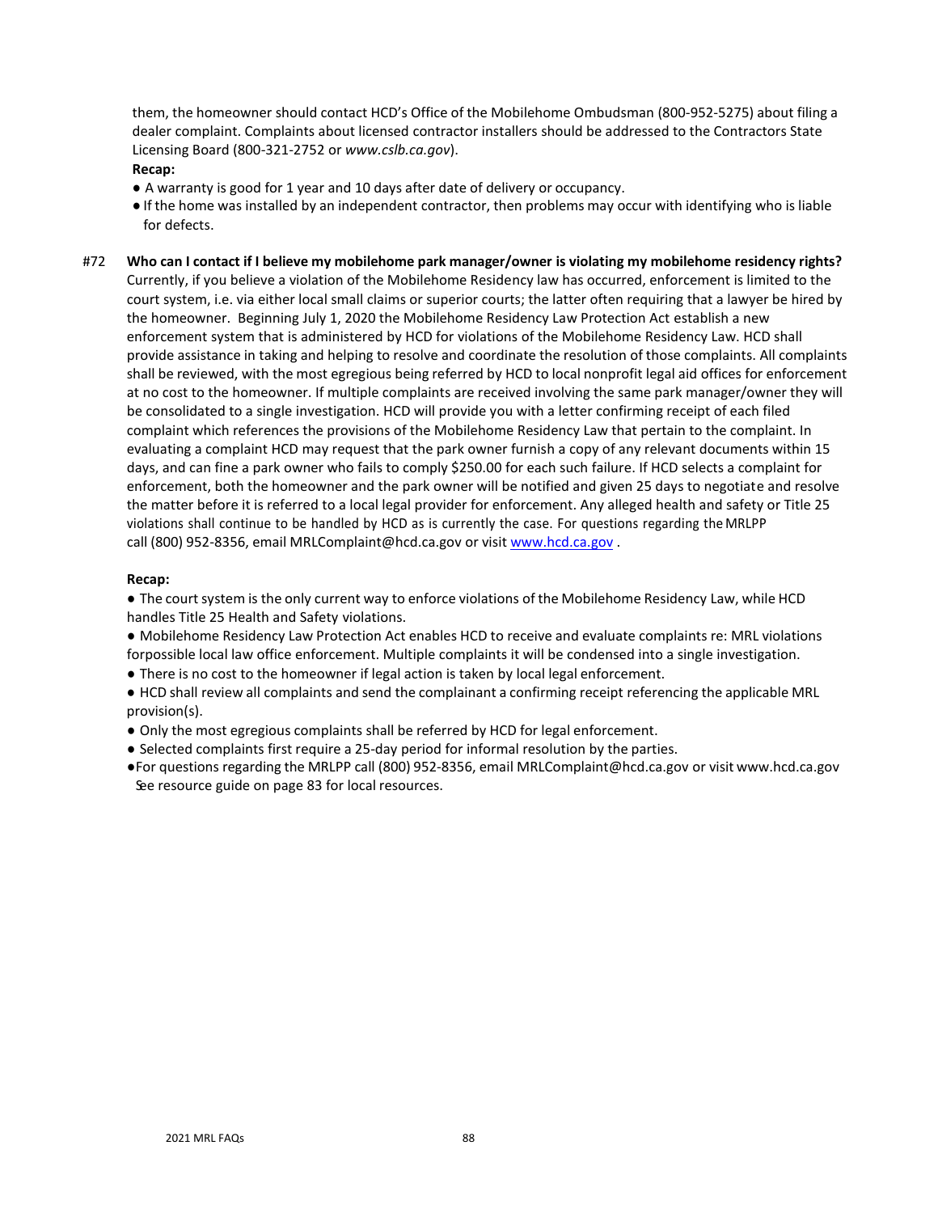them, the homeowner should contact HCD's Office of the Mobilehome Ombudsman (800-952-5275) about filing a dealer complaint. Complaints about licensed contractor installers should be addressed to the Contractors State Licensing Board (800-321-2752 or *www.cslb.ca.gov*).

**Recap:**

- A warranty is good for 1 year and 10 days after date of delivery or occupancy.
- If the home was installed by an independent contractor, then problems may occur with identifying who is liable for defects.

#72 **Who can I contact if I believe my mobilehome park manager/owner is violating my mobilehome residency rights?**

Currently, if you believe a violation of the Mobilehome Residency law has occurred, enforcement is limited to the court system, i.e. via either local small claims or superior courts; the latter often requiring that a lawyer be hired by the homeowner. Beginning July 1, 2020 the Mobilehome Residency Law Protection Act establish a new enforcement system that is administered by HCD for violations of the Mobilehome Residency Law. HCD shall provide assistance in taking and helping to resolve and coordinate the resolution of those complaints. All complaints shall be reviewed, with the most egregious being referred by HCD to local nonprofit legal aid offices for enforcement at no cost to the homeowner. If multiple complaints are received involving the same park manager/owner they will be consolidated to a single investigation. HCD will provide you with a letter confirming receipt of each filed complaint which references the provisions of the Mobilehome Residency Law that pertain to the complaint. In evaluating a complaint HCD may request that the park owner furnish a copy of any relevant documents within 15 days, and can fine a park owner who fails to comply $250.00 for each such failure. If HCD selects a complaint for enforcement, both the homeowner and the park owner will be notified and given 25 days to negotiate and resolve the matter before it is referred to a local legal provider for enforcement. Any alleged health and safety or Title 25 violations shall continue to be handled by HCD as is currently the case. For questions regarding the MRLPP call (800) 952-8356, email MRLComplaint@hcd.ca.gov or visit [www.hcd.ca.gov](http://www.hcd.ca.gov) .

**Recap:**

- The court system is the only current way to enforce violations of the Mobilehome Residency Law, while HCD handles Title 25 Health and Safety violations.
- Mobilehome Residency Law Protection Act enables HCD to receive and evaluate complaints re: MRL violations forpossible local law office enforcement. Multiple complaints it will be condensed into a single investigation.
- There is no cost to the homeowner if legal action is taken by local legal enforcement.
- HCD shall review all complaints and send the complainant a confirming receipt referencing the applicable MRL provision(s).
- Only the most egregious complaints shall be referred by HCD for legal enforcement.
- Selected complaints first require a 25-day period for informal resolution by the parties.
- For questions regarding the MRLPP call (800) 952-8356, email MRLComplaint@hcd.ca.gov or visit www.hcd.ca.gov See resource guide on page 83 for local resources.